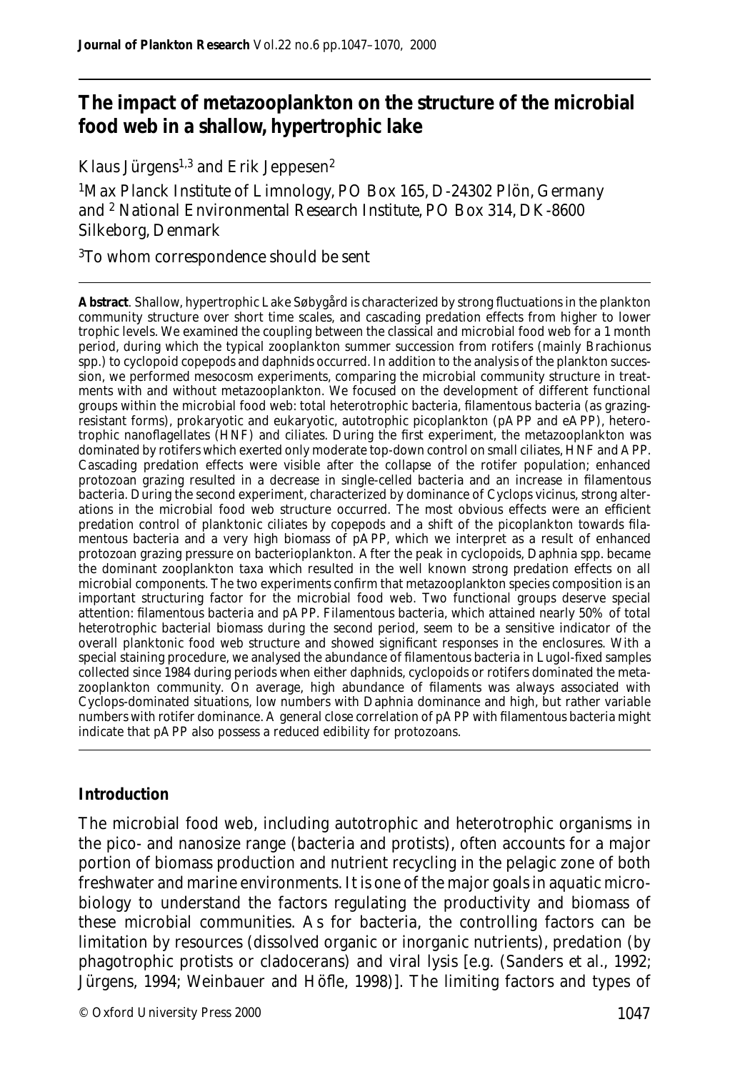# The impact of metazooplankton on the structure of the microbial food web in a shallow, hypertrophic lake

Klaus Jürgens[1,3] and Erik Jeppesen[2]

[1]Max Planck Institute of Limnology, PO Box 165, D-24302 Plön, Germany and [2] National Environmental Research Institute, PO Box 314, DK-8600 Silkeborg, Denmark

[3]To whom correspondence should be sent

**Abstract**. Shallow, hypertrophic Lake Søbygård is characterized by strong fluctuations in the plankton community structure over short time scales, and cascading predation effects from higher to lower trophic levels. We examined the coupling between the classical and microbial food web for a 1 month period, during which the typical zooplankton summer succession from rotifers (mainly *Brachionus* spp.) to cyclopoid copepods and daphnids occurred. In addition to the analysis of the plankton succession, we performed mesocosm experiments, comparing the microbial community structure in treatments with and without metazooplankton. We focused on the development of different functional groups within the microbial food web: total heterotrophic bacteria, filamentous bacteria (as grazing-resistant forms), prokaryotic and eukaryotic, autotrophic picoplankton (pAPP and eAPP), heterotrophic nanoflagellates (HNF) and ciliates. During the first experiment, the metazooplankton was dominated by rotifers which exerted only moderate top-down control on small ciliates, HNF and APP. Cascading predation effects were visible after the collapse of the rotifer population; enhanced protozoan grazing resulted in a decrease in single-celled bacteria and an increase in filamentous bacteria. During the second experiment, characterized by dominance of *Cyclops vicinus*, strong alterations in the microbial food web structure occurred. The most obvious effects were an efficient predation control of planktonic ciliates by copepods and a shift of the picoplankton towards filamentous bacteria and a very high biomass of pAPP, which we interpret as a result of enhanced protozoan grazing pressure on bacterioplankton. After the peak in cyclopoids, *Daphnia* spp. became the dominant zooplankton taxa which resulted in the well known strong predation effects on all microbial components. The two experiments confirm that metazooplankton species composition is an important structuring factor for the microbial food web. Two functional groups deserve special attention: filamentous bacteria and pAPP. Filamentous bacteria, which attained nearly 50% of total heterotrophic bacterial biomass during the second period, seem to be a sensitive indicator of the overall planktonic food web structure and showed significant responses in the enclosures. With a special staining procedure, we analysed the abundance of filamentous bacteria in Lugol-fixed samples collected since 1984 during periods when either daphnids, cyclopoids or rotifers dominated the metazooplankton community. On average, high abundance of filaments was always associated with *Cyclops*-dominated situations, low numbers with *Daphnia* dominance and high, but rather variable numbers with rotifer dominance. A general close correlation of pAPP with filamentous bacteria might indicate that pAPP also possess a reduced edibility for protozoans.

## Introduction

The microbial food web, including autotrophic and heterotrophic organisms in the pico- and nanosize range (bacteria and protists), often accounts for a major portion of biomass production and nutrient recycling in the pelagic zone of both freshwater and marine environments. It is one of the major goals in aquatic microbiology to understand the factors regulating the productivity and biomass of these microbial communities. As for bacteria, the controlling factors can be limitation by resources (dissolved organic or inorganic nutrients), predation (by phagotrophic protists or cladocerans) and viral lysis [e.g. (Sanders et al., 1992; Jürgens, 1994; Weinbauer and Höfle, 1998)]. The limiting factors and types of

© Oxford University Press 2000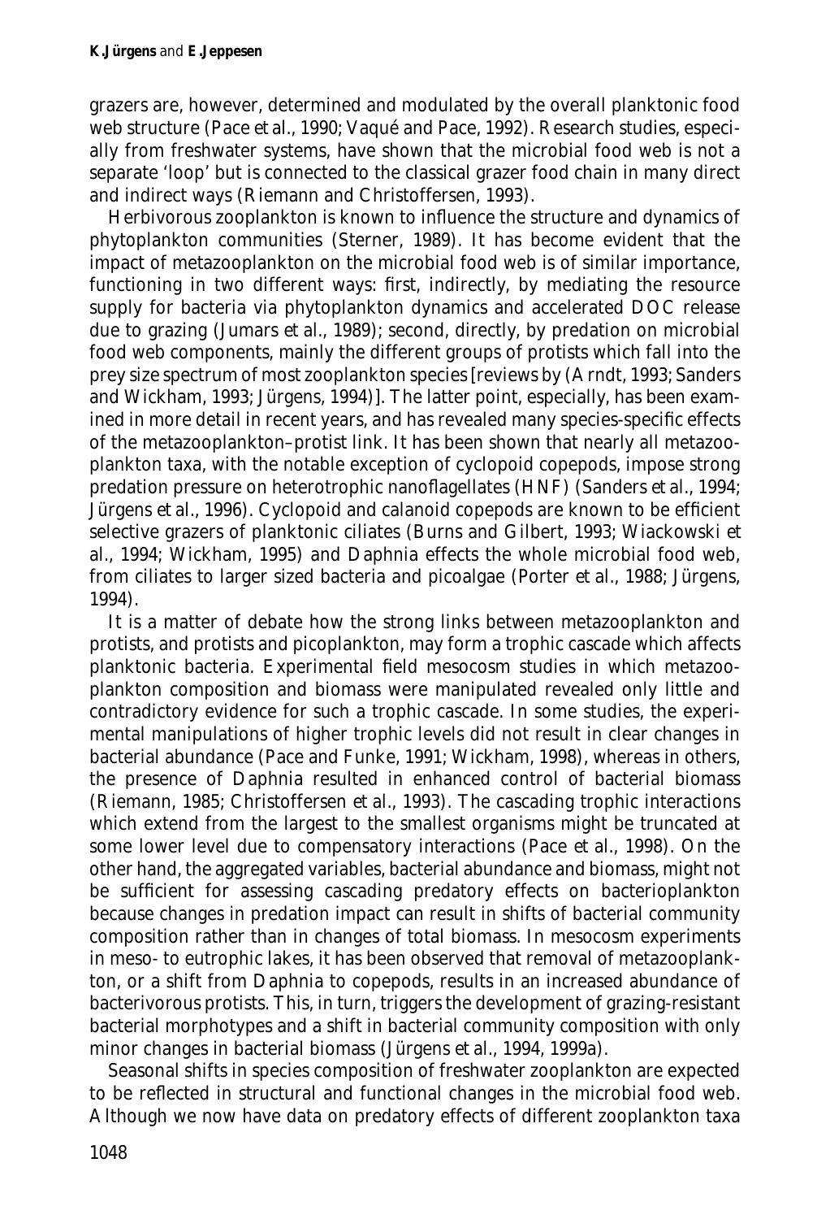grazers are, however, determined and modulated by the overall planktonic food web structure (Pace *et al*., 1990; Vaqué and Pace, 1992). Research studies, especially from freshwater systems, have shown that the microbial food web is not a separate 'loop' but is connected to the classical grazer food chain in many direct and indirect ways (Riemann and Christoffersen, 1993).

Herbivorous zooplankton is known to influence the structure and dynamics of phytoplankton communities (Sterner, 1989). It has become evident that the impact of metazooplankton on the microbial food web is of similar importance, functioning in two different ways: first, indirectly, by mediating the resource supply for bacteria via phytoplankton dynamics and accelerated DOC release due to grazing (Jumars *et al*., 1989); second, directly, by predation on microbial food web components, mainly the different groups of protists which fall into the prey size spectrum of most zooplankton species [reviews by (Arndt, 1993; Sanders and Wickham, 1993; Jürgens, 1994)]. The latter point, especially, has been examined in more detail in recent years, and has revealed many species-specific effects of the metazooplankton–protist link. It has been shown that nearly all metazooplankton taxa, with the notable exception of cyclopoid copepods, impose strong predation pressure on heterotrophic nanoflagellates (HNF) (Sanders *et al*., 1994; Jürgens *et al*., 1996). Cyclopoid and calanoid copepods are known to be efficient selective grazers of planktonic ciliates (Burns and Gilbert, 1993; Wiackowski *et al*., 1994; Wickham, 1995) and *Daphnia* effects the whole microbial food web, from ciliates to larger sized bacteria and picoalgae (Porter *et al*., 1988; Jürgens, 1994).

It is a matter of debate how the strong links between metazooplankton and protists, and protists and picoplankton, may form a trophic cascade which affects planktonic bacteria. Experimental field mesocosm studies in which metazooplankton composition and biomass were manipulated revealed only little and contradictory evidence for such a trophic cascade. In some studies, the experimental manipulations of higher trophic levels did not result in clear changes in bacterial abundance (Pace and Funke, 1991; Wickham, 1998), whereas in others, the presence of *Daphnia* resulted in enhanced control of bacterial biomass (Riemann, 1985; Christoffersen *et al*., 1993). The cascading trophic interactions which extend from the largest to the smallest organisms might be truncated at some lower level due to compensatory interactions (Pace *et al*., 1998). On the other hand, the aggregated variables, bacterial abundance and biomass, might not be sufficient for assessing cascading predatory effects on bacterioplankton because changes in predation impact can result in shifts of bacterial community composition rather than in changes of total biomass. In mesocosm experiments in meso- to eutrophic lakes, it has been observed that removal of metazooplankton, or a shift from *Daphnia* to copepods, results in an increased abundance of bacterivorous protists. This, in turn, triggers the development of grazing-resistant bacterial morphotypes and a shift in bacterial community composition with only minor changes in bacterial biomass (Jürgens *et al*., 1994, 1999a).

Seasonal shifts in species composition of freshwater zooplankton are expected to be reflected in structural and functional changes in the microbial food web. Although we now have data on predatory effects of different zooplankton taxa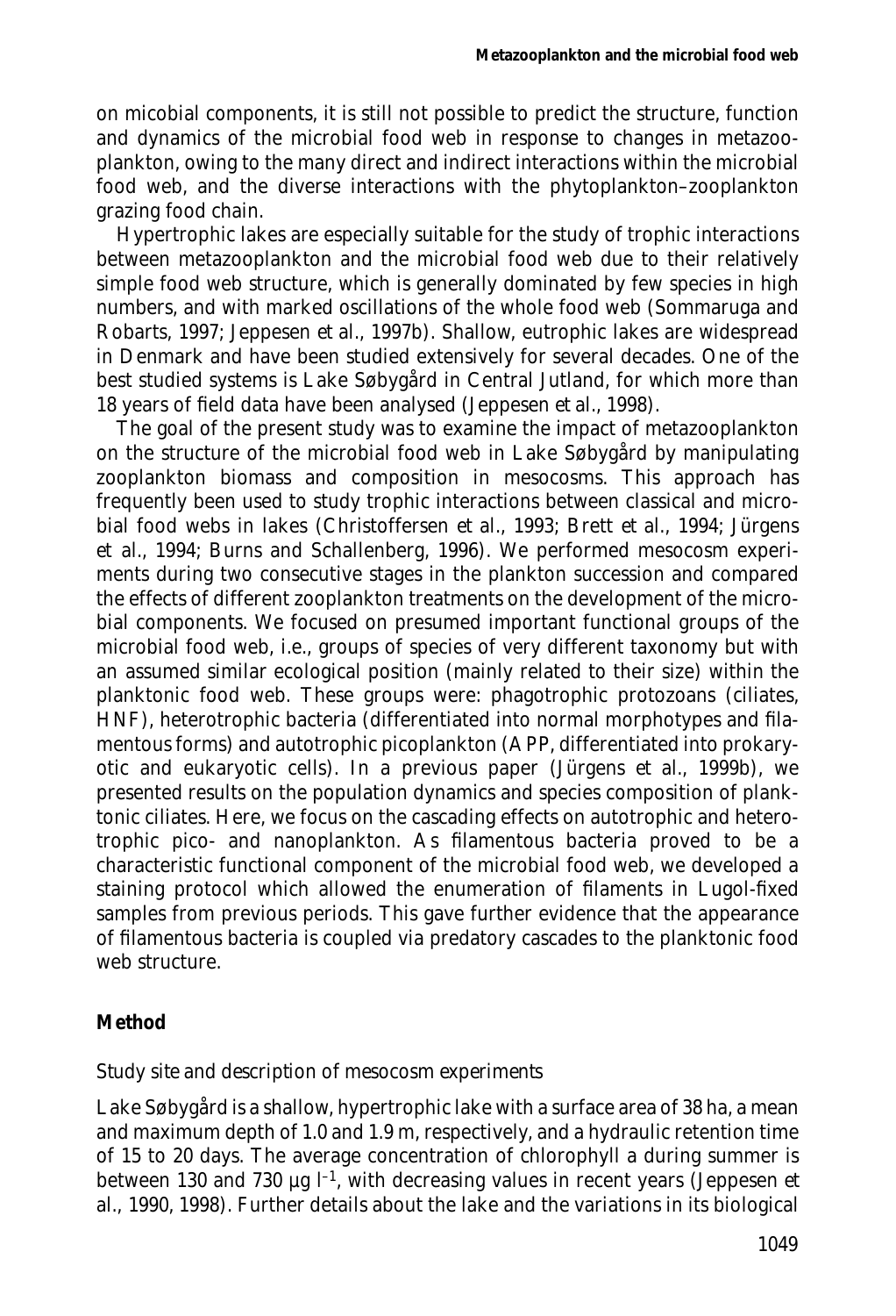on micobial components, it is still not possible to predict the structure, function and dynamics of the microbial food web in response to changes in metazooplankton, owing to the many direct and indirect interactions within the microbial food web, and the diverse interactions with the phytoplankton–zooplankton grazing food chain.

Hypertrophic lakes are especially suitable for the study of trophic interactions between metazooplankton and the microbial food web due to their relatively simple food web structure, which is generally dominated by few species in high numbers, and with marked oscillations of the whole food web (Sommaruga and Robarts, 1997; Jeppesen et al., 1997b). Shallow, eutrophic lakes are widespread in Denmark and have been studied extensively for several decades. One of the best studied systems is Lake Søbygård in Central Jutland, for which more than 18 years of field data have been analysed (Jeppesen et al., 1998).

The goal of the present study was to examine the impact of metazooplankton on the structure of the microbial food web in Lake Søbygård by manipulating zooplankton biomass and composition in mesocosms. This approach has frequently been used to study trophic interactions between classical and microbial food webs in lakes (Christoffersen et al., 1993; Brett et al., 1994; Jürgens et al., 1994; Burns and Schallenberg, 1996). We performed mesocosm experiments during two consecutive stages in the plankton succession and compared the effects of different zooplankton treatments on the development of the microbial components. We focused on presumed important functional groups of the microbial food web, i.e., groups of species of very different taxonomy but with an assumed similar ecological position (mainly related to their size) within the planktonic food web. These groups were: phagotrophic protozoans (ciliates, HNF), heterotrophic bacteria (differentiated into normal morphotypes and filamentous forms) and autotrophic picoplankton (APP, differentiated into prokaryotic and eukaryotic cells). In a previous paper (Jürgens et al., 1999b), we presented results on the population dynamics and species composition of planktonic ciliates. Here, we focus on the cascading effects on autotrophic and heterotrophic pico- and nanoplankton. As filamentous bacteria proved to be a characteristic functional component of the microbial food web, we developed a staining protocol which allowed the enumeration of filaments in Lugol-fixed samples from previous periods. This gave further evidence that the appearance of filamentous bacteria is coupled via predatory cascades to the planktonic food web structure.

## Method

### Study site and description of mesocosm experiments

Lake Søbygård is a shallow, hypertrophic lake with a surface area of 38 ha, a mean and maximum depth of 1.0 and 1.9 m, respectively, and a hydraulic retention time of 15 to 20 days. The average concentration of chlorophyll a during summer is between 130 and 730 µg $l^{-1}$, with decreasing values in recent years (Jeppesen et al., 1990, 1998). Further details about the lake and the variations in its biological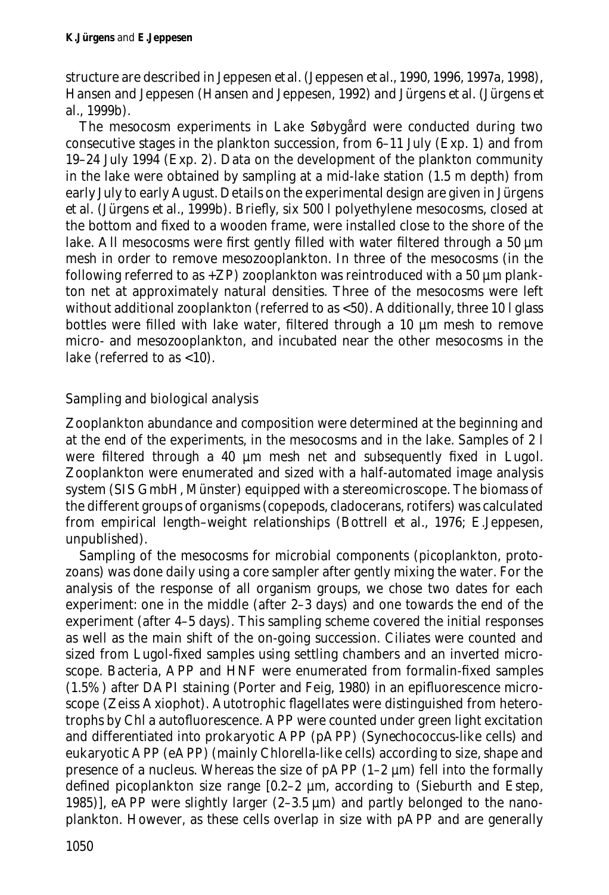structure are described in Jeppesen et al. (Jeppesen et al., 1990, 1996, 1997a, 1998), Hansen and Jeppesen (Hansen and Jeppesen, 1992) and Jürgens et al. (Jürgens et al., 1999b).

The mesocosm experiments in Lake Søbygård were conducted during two consecutive stages in the plankton succession, from 6–11 July (Exp. 1) and from 19–24 July 1994 (Exp. 2). Data on the development of the plankton community in the lake were obtained by sampling at a mid-lake station (1.5 m depth) from early July to early August. Details on the experimental design are given in Jürgens et al. (Jürgens et al., 1999b). Briefly, six 500 l polyethylene mesocosms, closed at the bottom and fixed to a wooden frame, were installed close to the shore of the lake. All mesocosms were first gently filled with water filtered through a 50 µm mesh in order to remove mesozooplankton. In three of the mesocosms (in the following referred to as +ZP) zooplankton was reintroduced with a 50 µm plankton net at approximately natural densities. Three of the mesocosms were left without additional zooplankton (referred to as <50). Additionally, three 10 l glass bottles were filled with lake water, filtered through a 10 µm mesh to remove micro- and mesozooplankton, and incubated near the other mesocosms in the lake (referred to as <10).

## Sampling and biological analysis

Zooplankton abundance and composition were determined at the beginning and at the end of the experiments, in the mesocosms and in the lake. Samples of 2 l were filtered through a 40 µm mesh net and subsequently fixed in Lugol. Zooplankton were enumerated and sized with a half-automated image analysis system (SIS GmbH, Münster) equipped with a stereomicroscope. The biomass of the different groups of organisms (copepods, cladocerans, rotifers) was calculated from empirical length–weight relationships (Bottrell et al., 1976; E.Jeppesen, unpublished).

Sampling of the mesocosms for microbial components (picoplankton, protozoans) was done daily using a core sampler after gently mixing the water. For the analysis of the response of all organism groups, we chose two dates for each experiment: one in the middle (after 2–3 days) and one towards the end of the experiment (after 4–5 days). This sampling scheme covered the initial responses as well as the main shift of the on-going succession. Ciliates were counted and sized from Lugol-fixed samples using settling chambers and an inverted microscope. Bacteria, APP and HNF were enumerated from formalin-fixed samples (1.5%) after DAPI staining (Porter and Feig, 1980) in an epifluorescence microscope (Zeiss Axiophot). Autotrophic flagellates were distinguished from heterotrophs by Chl *a* autofluorescence. APP were counted under green light excitation and differentiated into prokaryotic APP (pAPP) (*Synechococcus*-like cells) and eukaryotic APP (eAPP) (mainly *Chlorella*-like cells) according to size, shape and presence of a nucleus. Whereas the size of pAPP (1–2 µm) fell into the formally defined picoplankton size range [0.2–2 µm, according to (Sieburth and Estep, 1985)], eAPP were slightly larger (2–3.5 µm) and partly belonged to the nanoplankton. However, as these cells overlap in size with pAPP and are generally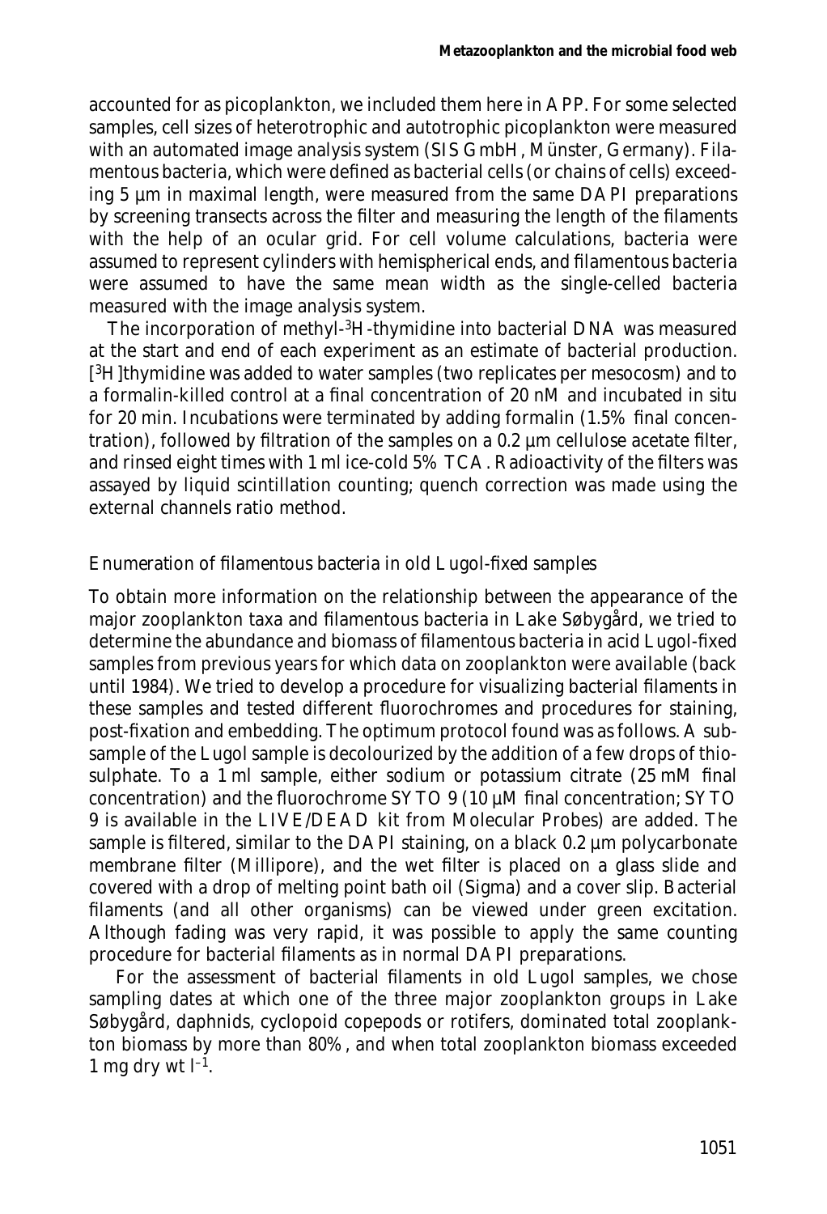accounted for as picoplankton, we included them here in APP. For some selected samples, cell sizes of heterotrophic and autotrophic picoplankton were measured with an automated image analysis system (SIS GmbH, Münster, Germany). Filamentous bacteria, which were defined as bacterial cells (or chains of cells) exceeding 5 µm in maximal length, were measured from the same DAPI preparations by screening transects across the filter and measuring the length of the filaments with the help of an ocular grid. For cell volume calculations, bacteria were assumed to represent cylinders with hemispherical ends, and filamentous bacteria were assumed to have the same mean width as the single-celled bacteria measured with the image analysis system.

The incorporation of methyl-$^3$H-thymidine into bacterial DNA was measured at the start and end of each experiment as an estimate of bacterial production. [$^3$H]thymidine was added to water samples (two replicates per mesocosm) and to a formalin-killed control at a final concentration of 20 nM and incubated in situ for 20 min. Incubations were terminated by adding formalin (1.5% final concentration), followed by filtration of the samples on a 0.2 µm cellulose acetate filter, and rinsed eight times with 1 ml ice-cold 5% TCA. Radioactivity of the filters was assayed by liquid scintillation counting; quench correction was made using the external channels ratio method.

### *Enumeration of filamentous bacteria in old Lugol-fixed samples*

To obtain more information on the relationship between the appearance of the major zooplankton taxa and filamentous bacteria in Lake Søbygård, we tried to determine the abundance and biomass of filamentous bacteria in acid Lugol-fixed samples from previous years for which data on zooplankton were available (back until 1984). We tried to develop a procedure for visualizing bacterial filaments in these samples and tested different fluorochromes and procedures for staining, post-fixation and embedding. The optimum protocol found was as follows. A subsample of the Lugol sample is decolourized by the addition of a few drops of thiosulphate. To a 1 ml sample, either sodium or potassium citrate (25 mM final concentration) and the fluorochrome SYTO 9 (10 µM final concentration; SYTO 9 is available in the LIVE/DEAD kit from Molecular Probes) are added. The sample is filtered, similar to the DAPI staining, on a black 0.2 µm polycarbonate membrane filter (Millipore), and the wet filter is placed on a glass slide and covered with a drop of melting point bath oil (Sigma) and a cover slip. Bacterial filaments (and all other organisms) can be viewed under green excitation. Although fading was very rapid, it was possible to apply the same counting procedure for bacterial filaments as in normal DAPI preparations.

For the assessment of bacterial filaments in old Lugol samples, we chose sampling dates at which one of the three major zooplankton groups in Lake Søbygård, daphnids, cyclopoid copepods or rotifers, dominated total zooplankton biomass by more than 80%, and when total zooplankton biomass exceeded 1 mg dry wt $l^{-1}$.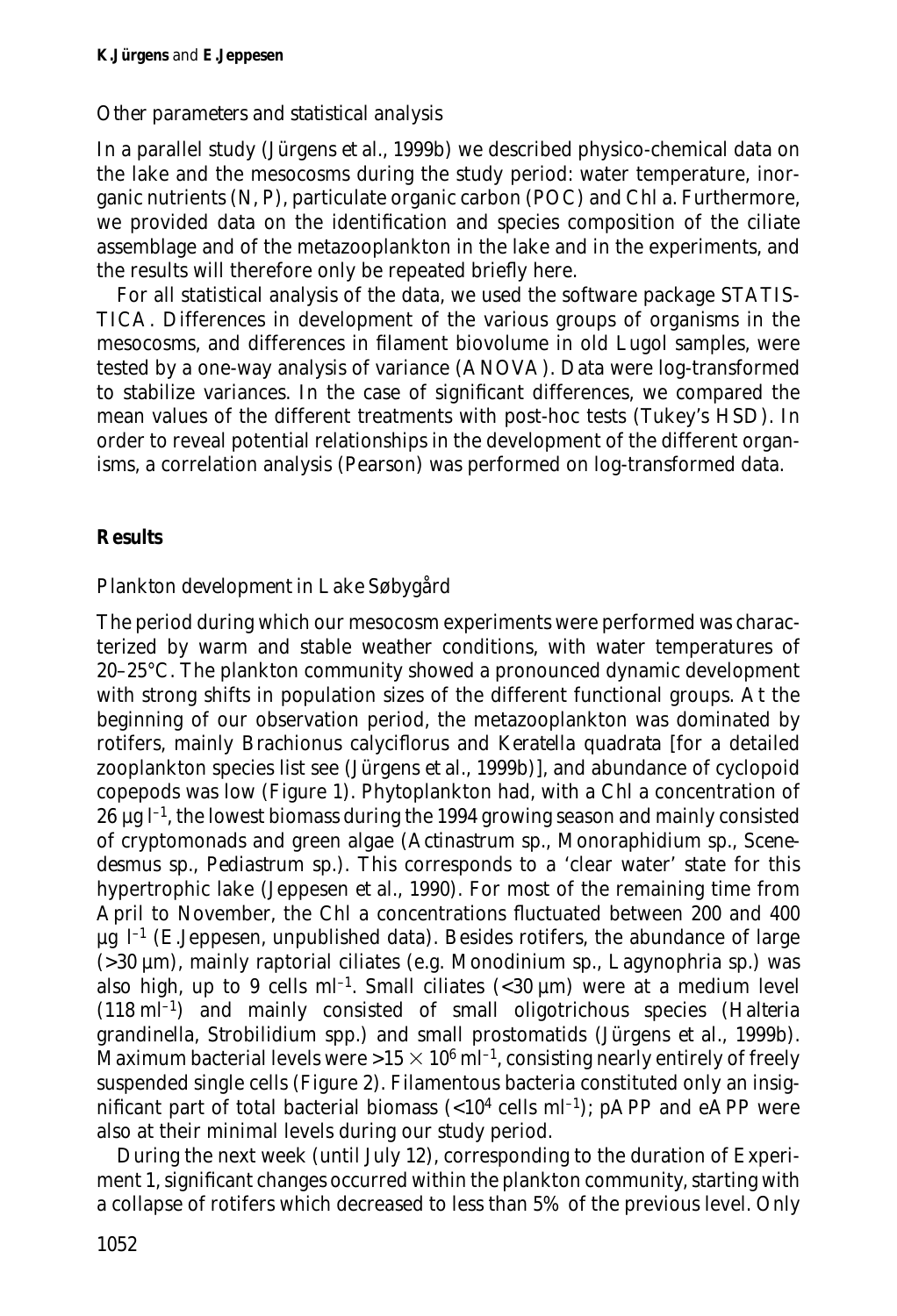### Other parameters and statistical analysis

In a parallel study (Jürgens et al., 1999b) we described physico-chemical data on the lake and the mesocosms during the study period: water temperature, inorganic nutrients (N, P), particulate organic carbon (POC) and Chl *a*. Furthermore, we provided data on the identification and species composition of the ciliate assemblage and of the metazooplankton in the lake and in the experiments, and the results will therefore only be repeated briefly here.

For all statistical analysis of the data, we used the software package STATISTICA. Differences in development of the various groups of organisms in the mesocosms, and differences in filament biovolume in old Lugol samples, were tested by a one-way analysis of variance (ANOVA). Data were log-transformed to stabilize variances. In the case of significant differences, we compared the mean values of the different treatments with post-hoc tests (Tukey's HSD). In order to reveal potential relationships in the development of the different organisms, a correlation analysis (Pearson) was performed on log-transformed data.

## Results

### Plankton development in Lake Søbygård

The period during which our mesocosm experiments were performed was characterized by warm and stable weather conditions, with water temperatures of 20–25°C. The plankton community showed a pronounced dynamic development with strong shifts in population sizes of the different functional groups. At the beginning of our observation period, the metazooplankton was dominated by rotifers, mainly *Brachionus calyciflorus* and *Keratella quadrata* [for a detailed zooplankton species list see (Jürgens et al., 1999b)], and abundance of cyclopoid copepods was low (Figure 1). Phytoplankton had, with a Chl *a* concentration of 26 µg $l^{-1}$, the lowest biomass during the 1994 growing season and mainly consisted of cryptomonads and green algae (*Actinastrum* sp., *Monoraphidium* sp., *Scenedesmus* sp., *Pediastrum* sp.). This corresponds to a 'clear water' state for this hypertrophic lake (Jeppesen et al., 1990). For most of the remaining time from April to November, the Chl *a* concentrations fluctuated between 200 and 400 µg $l^{-1}$ (E.Jeppesen, unpublished data). Besides rotifers, the abundance of large (>30 µm), mainly raptorial ciliates (e.g. *Monodinium* sp., *Lagynophria* sp.) was also high, up to 9 cells $ml^{-1}$. Small ciliates (<30 µm) were at a medium level (118 $ml^{-1}$) and mainly consisted of small oligotrichous species (*Halteria grandinella*, *Strobilidium* spp.) and small prostomatids (Jürgens et al., 1999b). Maximum bacterial levels were $>15 \times 10^6$ $ml^{-1}$, consisting nearly entirely of freely suspended single cells (Figure 2). Filamentous bacteria constituted only an insignificant part of total bacterial biomass ($<10^4$ cells $ml^{-1}$); pAPP and eAPP were also at their minimal levels during our study period.

During the next week (until July 12), corresponding to the duration of Experiment 1, significant changes occurred within the plankton community, starting with a collapse of rotifers which decreased to less than 5% of the previous level. Only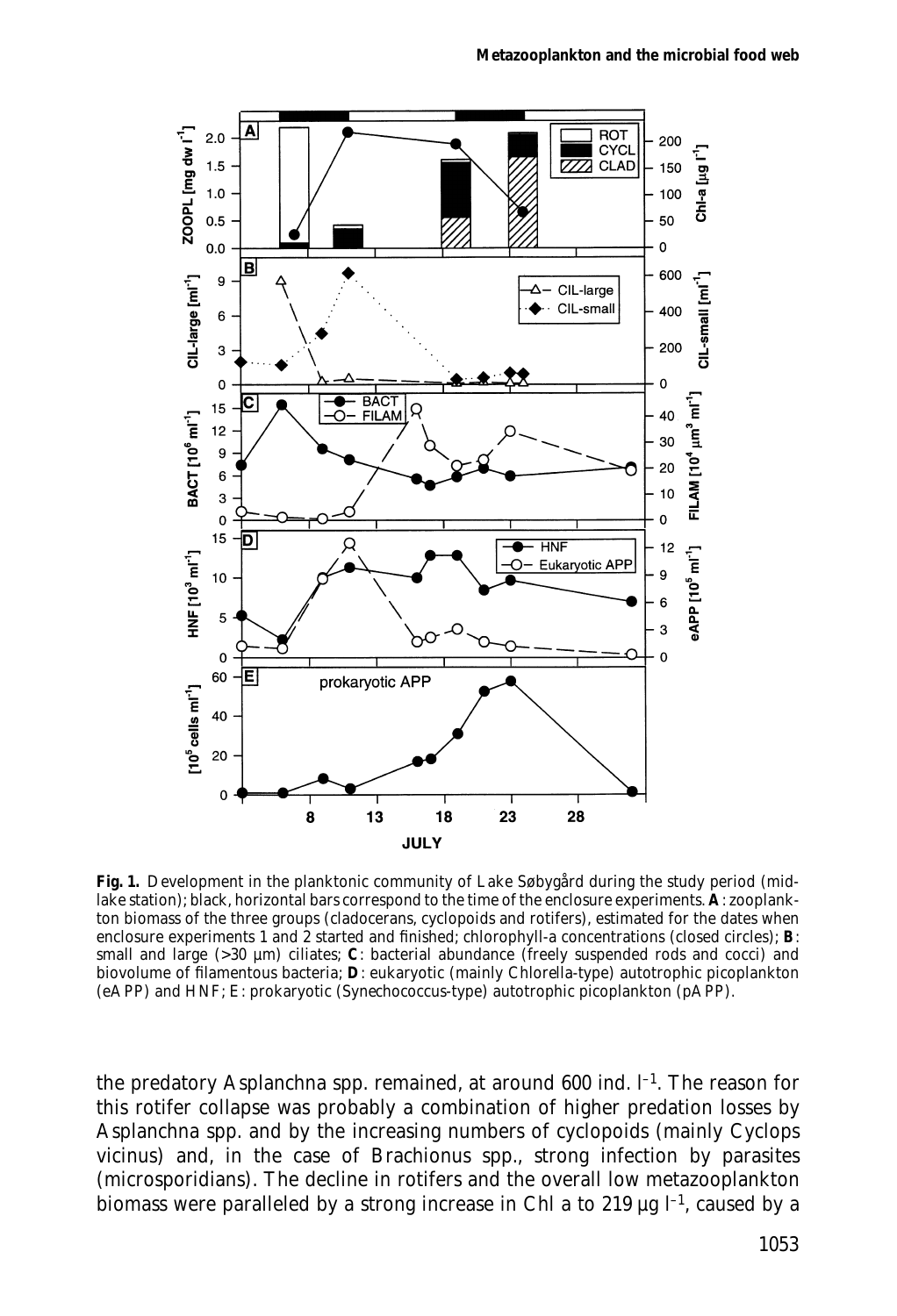**Fig. 1.** Development in the planktonic community of Lake Søbygård during the study period (mid-lake station); black, horizontal bars correspond to the time of the enclosure experiments. **A**: zooplankton biomass of the three groups (cladocerans, cyclopoids and rotifers), estimated for the dates when enclosure experiments 1 and 2 started and finished; chlorophyll-a concentrations (closed circles); **B**: small and large (>30 μm) ciliates; **C**: bacterial abundance (freely suspended rods and cocci) and biovolume of filamentous bacteria; **D**: eukaryotic (mainly *Chlorella*-type) autotrophic picoplankton (eAPP) and HNF; E: prokaryotic (*Synechococcus*-type) autotrophic picoplankton (pAPP).

the predatory *Asplanchna* spp. remained, at around 600 ind. $l^{-1}$. The reason for this rotifer collapse was probably a combination of higher predation losses by *Asplanchna* spp. and by the increasing numbers of cyclopoids (mainly *Cyclops vicinus*) and, in the case of *Brachionus* spp., strong infection by parasites (microsporidians). The decline in rotifers and the overall low metazooplankton biomass were paralleled by a strong increase in Chl a to 219 μg $l^{-1}$, caused by a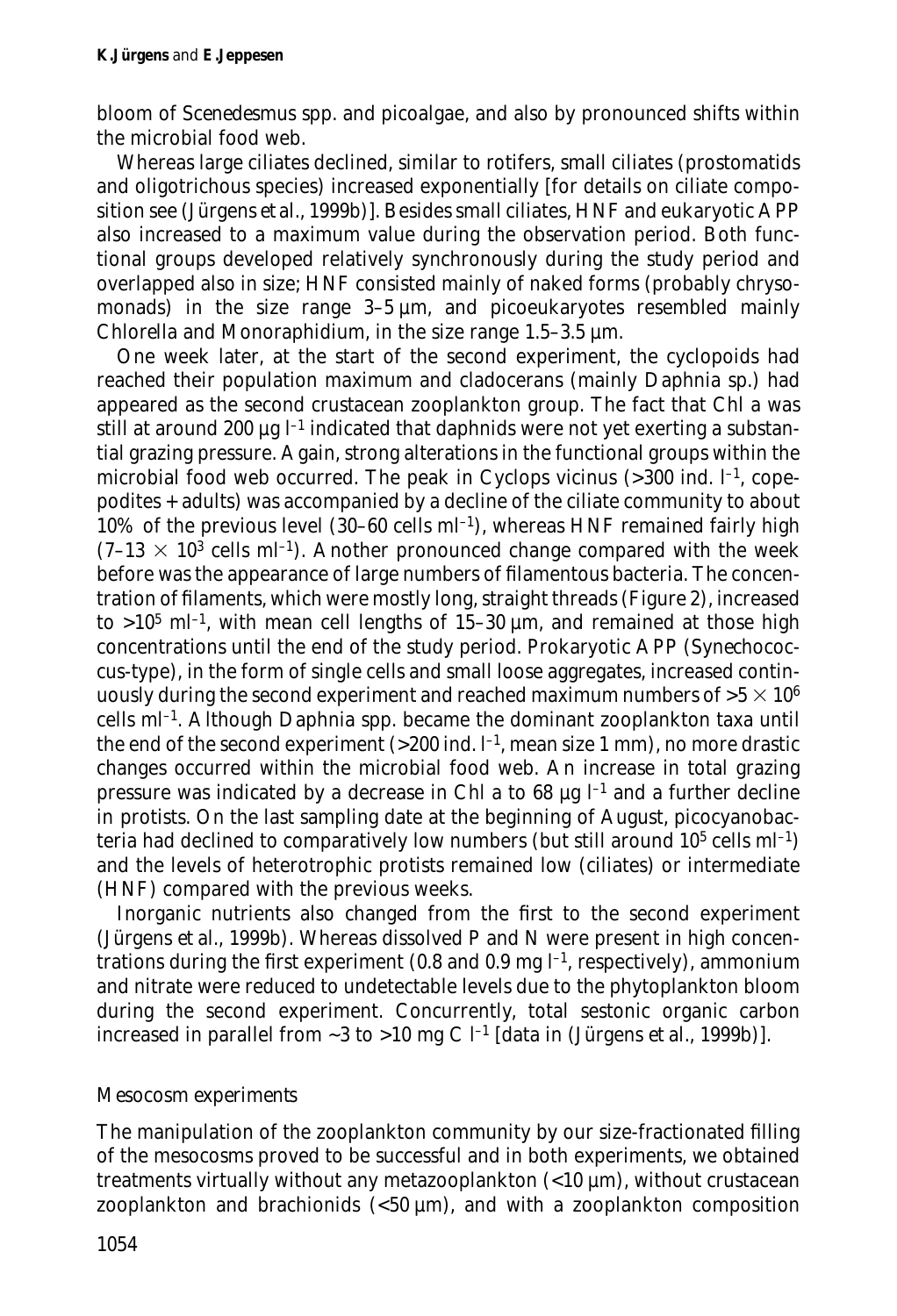bloom of *Scenedesmus* spp. and picoalgae, and also by pronounced shifts within the microbial food web.

Whereas large ciliates declined, similar to rotifers, small ciliates (prostomatids and oligotrichous species) increased exponentially [for details on ciliate composition see (Jürgens *et al.*, 1999b)]. Besides small ciliates, HNF and eukaryotic APP also increased to a maximum value during the observation period. Both functional groups developed relatively synchronously during the study period and overlapped also in size; HNF consisted mainly of naked forms (probably chrysomonads) in the size range 3–5 µm, and picoeukaryotes resembled mainly *Chlorella* and *Monoraphidium*, in the size range 1.5–3.5 µm.

One week later, at the start of the second experiment, the cyclopoids had reached their population maximum and cladocerans (mainly *Daphnia* sp.) had appeared as the second crustacean zooplankton group. The fact that Chl *a* was still at around 200 µg $l^{-1}$ indicated that daphnids were not yet exerting a substantial grazing pressure. Again, strong alterations in the functional groups within the microbial food web occurred. The peak in *Cyclops vicinus* (>300 ind. $l^{-1}$, copepodites + adults) was accompanied by a decline of the ciliate community to about 10% of the previous level (30–60 cells $ml^{-1}$), whereas HNF remained fairly high ($7–13 \times 10^3$ cells $ml^{-1}$). Another pronounced change compared with the week before was the appearance of large numbers of filamentous bacteria. The concentration of filaments, which were mostly long, straight threads (Figure 2), increased to $>10^5$ $ml^{-1}$, with mean cell lengths of 15–30 µm, and remained at those high concentrations until the end of the study period. Prokaryotic APP (*Synechococcus*-type), in the form of single cells and small loose aggregates, increased continuously during the second experiment and reached maximum numbers of $>5 \times 10^6$ cells $ml^{-1}$. Although *Daphnia* spp. became the dominant zooplankton taxa until the end of the second experiment (>200 ind. $l^{-1}$, mean size 1 mm), no more drastic changes occurred within the microbial food web. An increase in total grazing pressure was indicated by a decrease in Chl *a* to 68 µg $l^{-1}$ and a further decline in protists. On the last sampling date at the beginning of August, picocyanobacteria had declined to comparatively low numbers (but still around $10^5$ cells $ml^{-1}$) and the levels of heterotrophic protists remained low (ciliates) or intermediate (HNF) compared with the previous weeks.

Inorganic nutrients also changed from the first to the second experiment (Jürgens *et al.*, 1999b). Whereas dissolved P and N were present in high concentrations during the first experiment (0.8 and 0.9 mg $l^{-1}$, respectively), ammonium and nitrate were reduced to undetectable levels due to the phytoplankton bloom during the second experiment. Concurrently, total sestonic organic carbon increased in parallel from ~3 to >10 mg C $l^{-1}$ [data in (Jürgens *et al.*, 1999b)].

## *Mesocosm experiments*

The manipulation of the zooplankton community by our size-fractionated filling of the mesocosms proved to be successful and in both experiments, we obtained treatments virtually without any metazooplankton (<10 µm), without crustacean zooplankton and brachionids (<50 µm), and with a zooplankton composition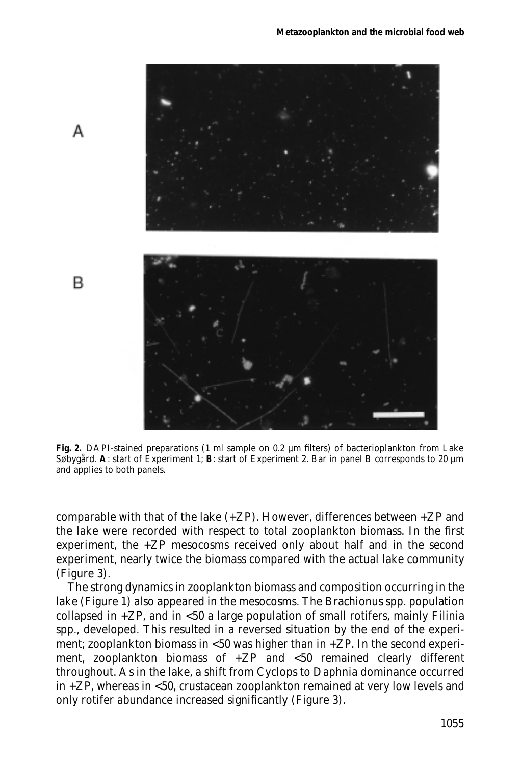**Fig. 2.** DAPI-stained preparations (1 ml sample on 0.2 µm filters) of bacterioplankton from Lake Søbygård. **A**: start of Experiment 1; **B**: start of Experiment 2. Bar in panel B corresponds to 20 µm and applies to both panels.

comparable with that of the lake (+ZP). However, differences between +ZP and the lake were recorded with respect to total zooplankton biomass. In the first experiment, the +ZP mesocosms received only about half and in the second experiment, nearly twice the biomass compared with the actual lake community (Figure 3).

The strong dynamics in zooplankton biomass and composition occurring in the lake (Figure 1) also appeared in the mesocosms. The *Brachionus* spp. population collapsed in +ZP, and in <50 a large population of small rotifers, mainly *Filinia* spp., developed. This resulted in a reversed situation by the end of the experiment; zooplankton biomass in <50 was higher than in +ZP. In the second experiment, zooplankton biomass of +ZP and <50 remained clearly different throughout. As in the lake, a shift from *Cyclops* to *Daphnia* dominance occurred in +ZP, whereas in <50, crustacean zooplankton remained at very low levels and only rotifer abundance increased significantly (Figure 3).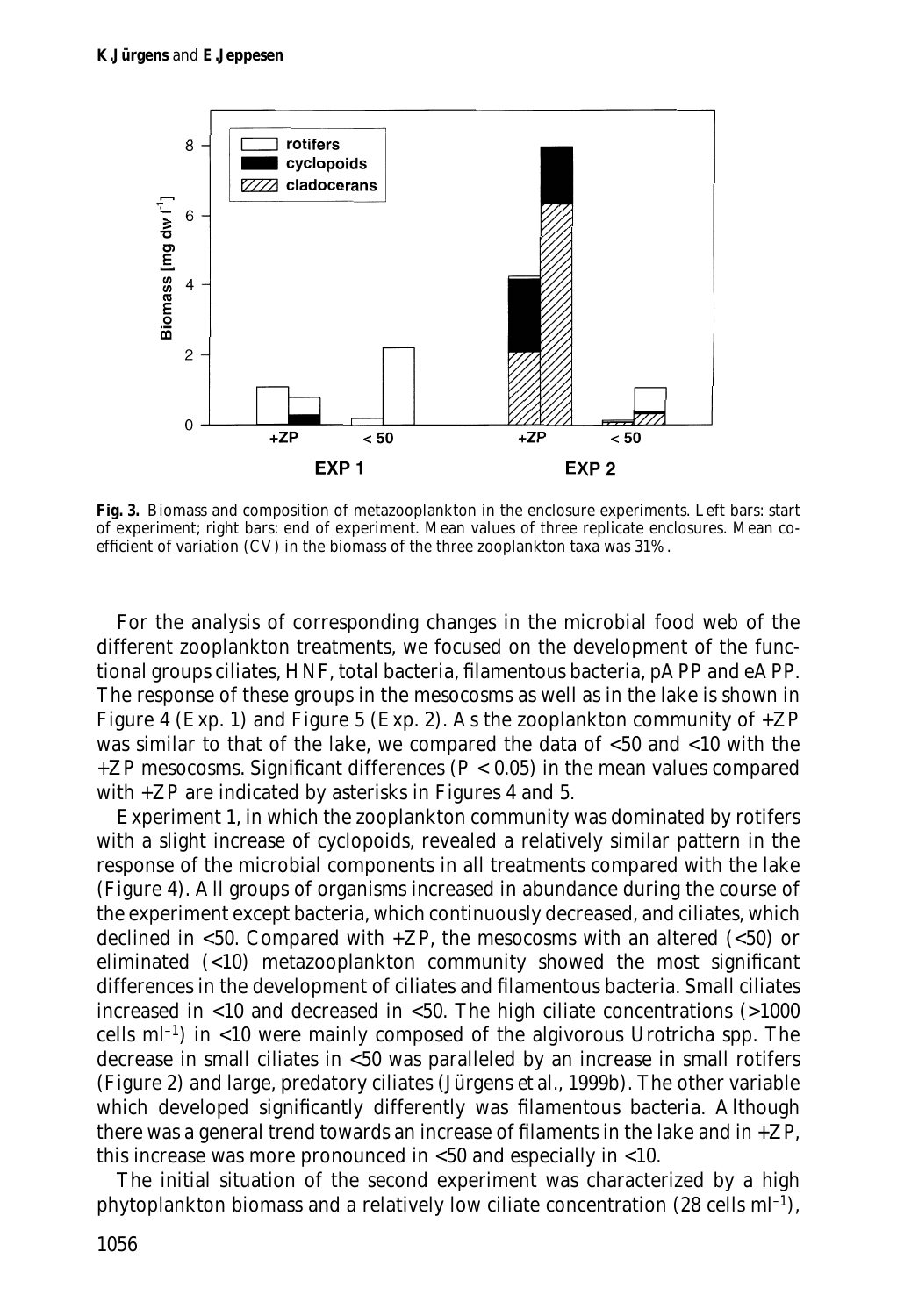**Fig. 3.** Biomass and composition of metazooplankton in the enclosure experiments. Left bars: start of experiment; right bars: end of experiment. Mean values of three replicate enclosures. Mean coefficient of variation (CV) in the biomass of the three zooplankton taxa was 31%.

For the analysis of corresponding changes in the microbial food web of the different zooplankton treatments, we focused on the development of the functional groups ciliates, HNF, total bacteria, filamentous bacteria, pAPP and eAPP. The response of these groups in the mesocosms as well as in the lake is shown in Figure 4 (Exp. 1) and Figure 5 (Exp. 2). As the zooplankton community of +ZP was similar to that of the lake, we compared the data of <50 and <10 with the +ZP mesocosms. Significant differences ($P < 0.05$) in the mean values compared with +ZP are indicated by asterisks in Figures 4 and 5.

Experiment 1, in which the zooplankton community was dominated by rotifers with a slight increase of cyclopoids, revealed a relatively similar pattern in the response of the microbial components in all treatments compared with the lake (Figure 4). All groups of organisms increased in abundance during the course of the experiment except bacteria, which continuously decreased, and ciliates, which declined in <50. Compared with +ZP, the mesocosms with an altered (<50) or eliminated (<10) metazooplankton community showed the most significant differences in the development of ciliates and filamentous bacteria. Small ciliates increased in <10 and decreased in <50. The high ciliate concentrations (>1000 cells $ml^{-1}$) in <10 were mainly composed of the algivorous *Urotricha* spp. The decrease in small ciliates in <50 was paralleled by an increase in small rotifers (Figure 2) and large, predatory ciliates (Jürgens *et al.*, 1999b). The other variable which developed significantly differently was filamentous bacteria. Although there was a general trend towards an increase of filaments in the lake and in +ZP, this increase was more pronounced in <50 and especially in <10.

The initial situation of the second experiment was characterized by a high phytoplankton biomass and a relatively low ciliate concentration (28 cells $ml^{-1}$),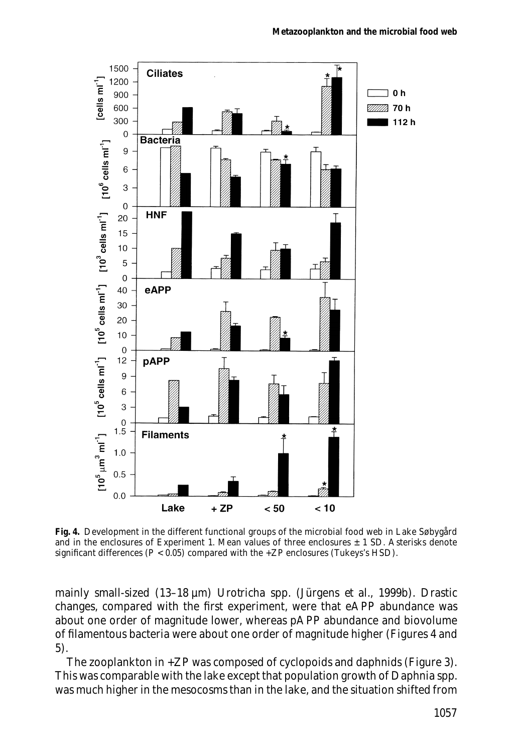**Fig. 4.** Development in the different functional groups of the microbial food web in Lake Søbygård and in the enclosures of Experiment 1. Mean values of three enclosures ± 1 SD. Asterisks denote significant differences ($P < 0.05$) compared with the +ZP enclosures (Tukeys's HSD).

mainly small-sized (13–18 µm) *Urotricha* spp. (Jürgens et al., 1999b). Drastic changes, compared with the first experiment, were that eAPP abundance was about one order of magnitude lower, whereas pAPP abundance and biovolume of filamentous bacteria were about one order of magnitude higher (Figures 4 and 5).

The zooplankton in +ZP was composed of cyclopoids and daphnids (Figure 3). This was comparable with the lake except that population growth of *Daphnia* spp. was much higher in the mesocosms than in the lake, and the situation shifted from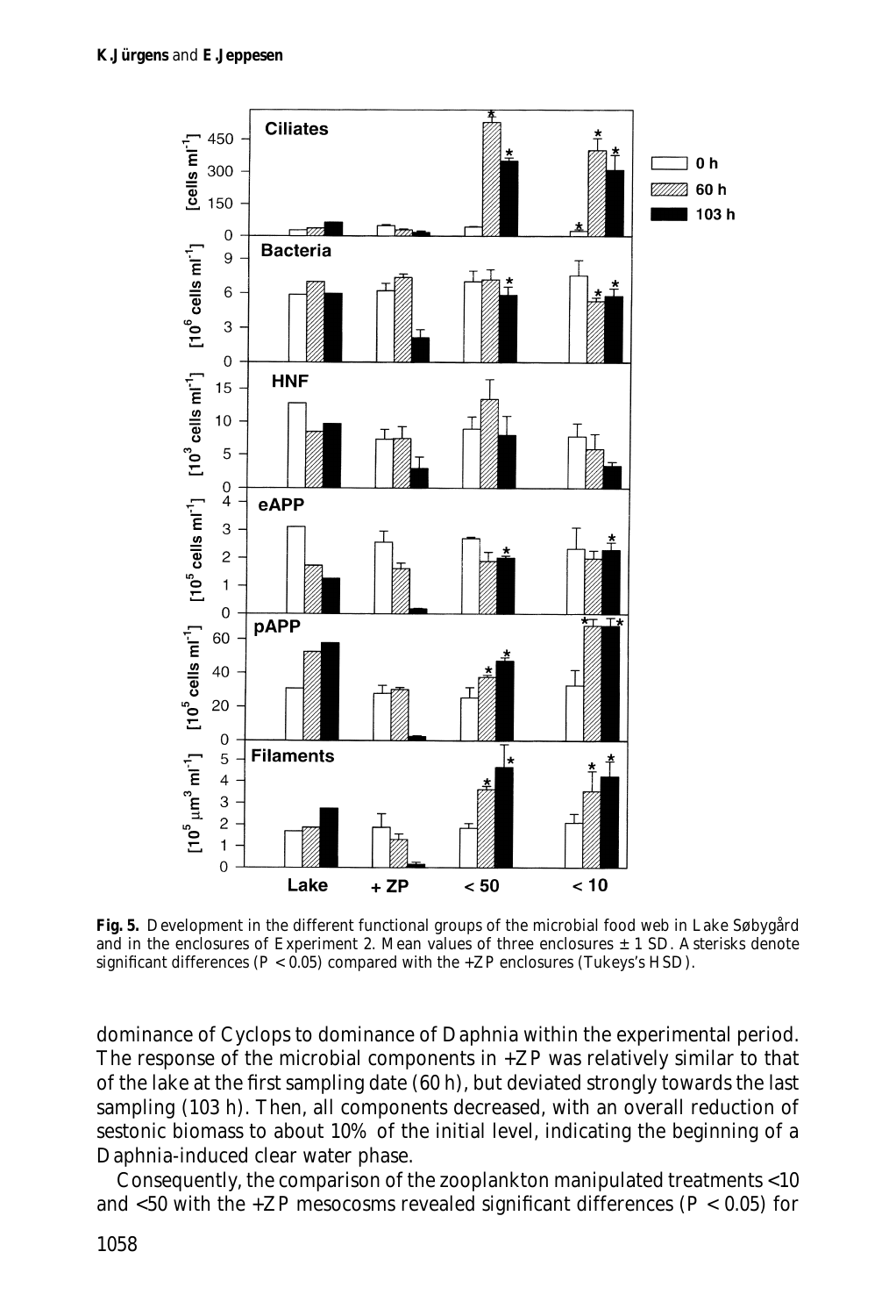**Fig. 5.** Development in the different functional groups of the microbial food web in Lake Søbygård and in the enclosures of Experiment 2. Mean values of three enclosures ± 1 SD. Asterisks denote significant differences ($P < 0.05$) compared with the +ZP enclosures (Tukeys's HSD).

dominance of Cyclops to dominance of Daphnia within the experimental period. The response of the microbial components in +ZP was relatively similar to that of the lake at the first sampling date (60 h), but deviated strongly towards the last sampling (103 h). Then, all components decreased, with an overall reduction of sestonic biomass to about 10% of the initial level, indicating the beginning of a Daphnia-induced clear water phase.

Consequently, the comparison of the zooplankton manipulated treatments <10 and <50 with the +ZP mesocosms revealed significant differences ($P < 0.05$) for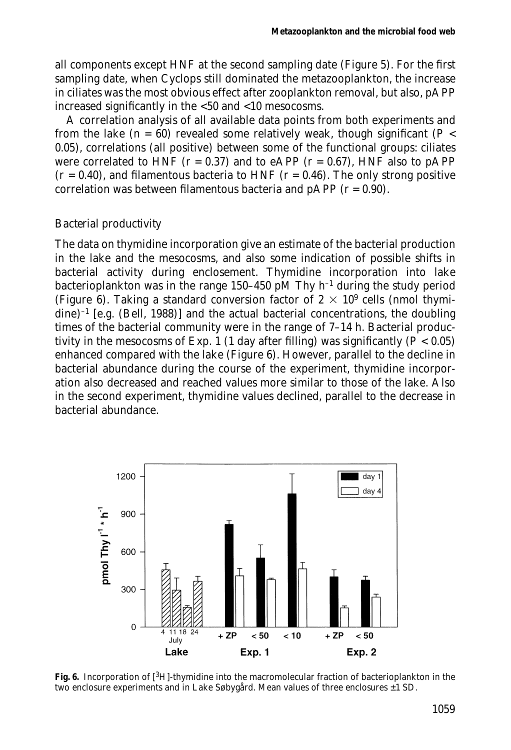all components except HNF at the second sampling date (Figure 5). For the first sampling date, when Cyclops still dominated the metazooplankton, the increase in ciliates was the most obvious effect after zooplankton removal, but also, pAPP increased significantly in the <50 and <10 mesocosms.

A correlation analysis of all available data points from both experiments and from the lake ($n = 60$) revealed some relatively weak, though significant ($P < 0.05$), correlations (all positive) between some of the functional groups: ciliates were correlated to HNF ($r = 0.37$) and to eAPP ($r = 0.67$), HNF also to pAPP ($r = 0.40$), and filamentous bacteria to HNF ($r = 0.46$). The only strong positive correlation was between filamentous bacteria and pAPP ($r = 0.90$).

### Bacterial productivity

The data on thymidine incorporation give an estimate of the bacterial production in the lake and the mesocosms, and also some indication of possible shifts in bacterial activity during enclosement. Thymidine incorporation into lake bacterioplankton was in the range 150–450 pM Thy $h^{-1}$ during the study period (Figure 6). Taking a standard conversion factor of $2 \times 10^9$ cells (nmol thymidine)$^{-1}$ [e.g. (Bell, 1988)] and the actual bacterial concentrations, the doubling times of the bacterial community were in the range of 7–14 h. Bacterial productivity in the mesocosms of Exp. 1 (1 day after filling) was significantly ($P < 0.05$) enhanced compared with the lake (Figure 6). However, parallel to the decline in bacterial abundance during the course of the experiment, thymidine incorporation also decreased and reached values more similar to those of the lake. Also in the second experiment, thymidine values declined, parallel to the decrease in bacterial abundance.

**Fig. 6.** Incorporation of [$^3$H]-thymidine into the macromolecular fraction of bacterioplankton in the two enclosure experiments and in Lake Søbygård. Mean values of three enclosures ±1 SD.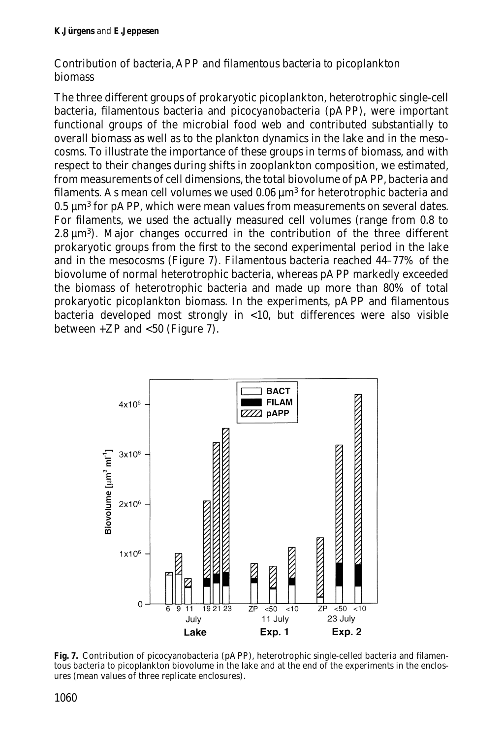## Contribution of bacteria, APP and filamentous bacteria to picoplankton biomass

The three different groups of prokaryotic picoplankton, heterotrophic single-cell bacteria, filamentous bacteria and picocyanobacteria (pAPP), were important functional groups of the microbial food web and contributed substantially to overall biomass as well as to the plankton dynamics in the lake and in the mesocosms. To illustrate the importance of these groups in terms of biomass, and with respect to their changes during shifts in zooplankton composition, we estimated, from measurements of cell dimensions, the total biovolume of pAPP, bacteria and filaments. As mean cell volumes we used 0.06 $\mu m^3$ for heterotrophic bacteria and 0.5 $\mu m^3$ for pAPP, which were mean values from measurements on several dates. For filaments, we used the actually measured cell volumes (range from 0.8 to 2.8 $\mu m^3$). Major changes occurred in the contribution of the three different prokaryotic groups from the first to the second experimental period in the lake and in the mesocosms (Figure 7). Filamentous bacteria reached 44–77% of the biovolume of normal heterotrophic bacteria, whereas pAPP markedly exceeded the biomass of heterotrophic bacteria and made up more than 80% of total prokaryotic picoplankton biomass. In the experiments, pAPP and filamentous bacteria developed most strongly in <10, but differences were also visible between +ZP and <50 (Figure 7).

**Fig. 7.** Contribution of picocyanobacteria (pAPP), heterotrophic single-celled bacteria and filamentous bacteria to picoplankton biovolume in the lake and at the end of the experiments in the enclosures (mean values of three replicate enclosures).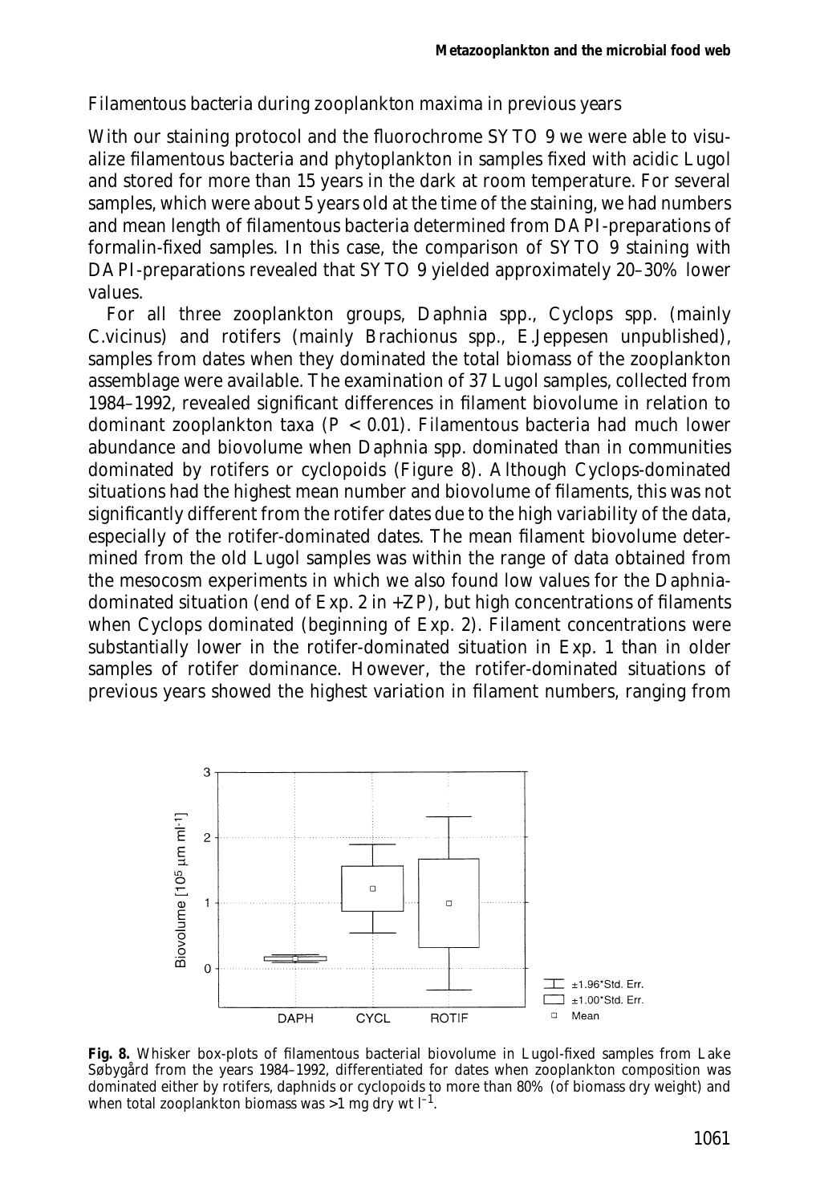## Filamentous bacteria during zooplankton maxima in previous years

With our staining protocol and the fluorochrome SYTO 9 we were able to visualize filamentous bacteria and phytoplankton in samples fixed with acidic Lugol and stored for more than 15 years in the dark at room temperature. For several samples, which were about 5 years old at the time of the staining, we had numbers and mean length of filamentous bacteria determined from DAPI-preparations of formalin-fixed samples. In this case, the comparison of SYTO 9 staining with DAPI-preparations revealed that SYTO 9 yielded approximately 20–30% lower values.

For all three zooplankton groups, *Daphnia* spp., *Cyclops* spp. (mainly *C.vicinus*) and rotifers (mainly *Brachionus* spp., E.Jeppesen unpublished), samples from dates when they dominated the total biomass of the zooplankton assemblage were available. The examination of 37 Lugol samples, collected from 1984–1992, revealed significant differences in filament biovolume in relation to dominant zooplankton taxa ($P < 0.01$). Filamentous bacteria had much lower abundance and biovolume when *Daphnia* spp. dominated than in communities dominated by rotifers or cyclopoids (Figure 8). Although *Cyclops*-dominated situations had the highest mean number and biovolume of filaments, this was not significantly different from the rotifer dates due to the high variability of the data, especially of the rotifer-dominated dates. The mean filament biovolume determined from the old Lugol samples was within the range of data obtained from the mesocosm experiments in which we also found low values for the *Daphnia*-dominated situation (end of Exp. 2 in +ZP), but high concentrations of filaments when *Cyclops* dominated (beginning of Exp. 2). Filament concentrations were substantially lower in the rotifer-dominated situation in Exp. 1 than in older samples of rotifer dominance. However, the rotifer-dominated situations of previous years showed the highest variation in filament numbers, ranging from

**Fig. 8.** Whisker box-plots of filamentous bacterial biovolume in Lugol-fixed samples from Lake Søbygård from the years 1984–1992, differentiated for dates when zooplankton composition was dominated either by rotifers, daphnids or cyclopoids to more than 80% (of biomass dry weight) and when total zooplankton biomass was >1 mg dry wt $l^{-1}$.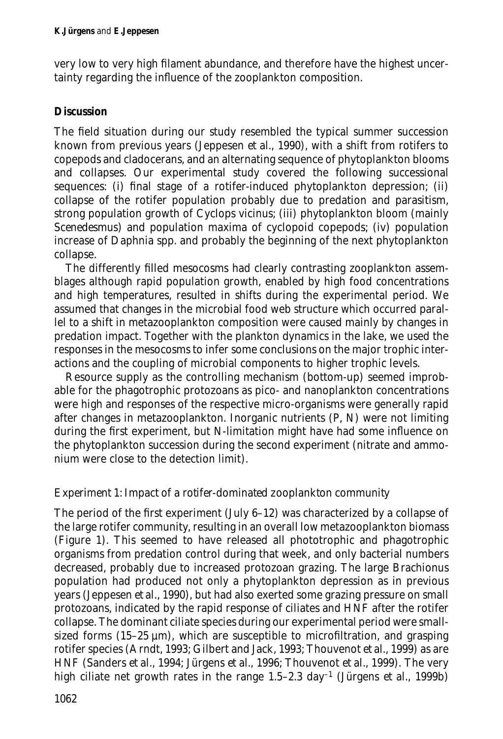very low to very high filament abundance, and therefore have the highest uncertainty regarding the influence of the zooplankton composition.

## Discussion

The field situation during our study resembled the typical summer succession known from previous years (Jeppesen *et al.*, 1990), with a shift from rotifers to copepods and cladocerans, and an alternating sequence of phytoplankton blooms and collapses. Our experimental study covered the following successional sequences: (i) final stage of a rotifer-induced phytoplankton depression; (ii) collapse of the rotifer population probably due to predation and parasitism, strong population growth of *Cyclops vicinus*; (iii) phytoplankton bloom (mainly *Scenedesmus*) and population maxima of cyclopoid copepods; (iv) population increase of *Daphnia* spp. and probably the beginning of the next phytoplankton collapse.

The differently filled mesocosms had clearly contrasting zooplankton assemblages although rapid population growth, enabled by high food concentrations and high temperatures, resulted in shifts during the experimental period. We assumed that changes in the microbial food web structure which occurred parallel to a shift in metazooplankton composition were caused mainly by changes in predation impact. Together with the plankton dynamics in the lake, we used the responses in the mesocosms to infer some conclusions on the major trophic interactions and the coupling of microbial components to higher trophic levels.

Resource supply as the controlling mechanism (bottom-up) seemed improbable for the phagotrophic protozoans as pico- and nanoplankton concentrations were high and responses of the respective micro-organisms were generally rapid after changes in metazooplankton. Inorganic nutrients (P, N) were not limiting during the first experiment, but N-limitation might have had some influence on the phytoplankton succession during the second experiment (nitrate and ammonium were close to the detection limit).

### *Experiment 1: Impact of a rotifer-dominated zooplankton community*

The period of the first experiment (July 6–12) was characterized by a collapse of the large rotifer community, resulting in an overall low metazooplankton biomass (Figure 1). This seemed to have released all phototrophic and phagotrophic organisms from predation control during that week, and only bacterial numbers decreased, probably due to increased protozoan grazing. The large *Brachionus* population had produced not only a phytoplankton depression as in previous years (Jeppesen *et al.*, 1990), but had also exerted some grazing pressure on small protozoans, indicated by the rapid response of ciliates and HNF after the rotifer collapse. The dominant ciliate species during our experimental period were small-sized forms (15–25 µm), which are susceptible to microfiltration, and grasping rotifer species (Arndt, 1993; Gilbert and Jack, 1993; Thouvenot *et al.*, 1999) as are HNF (Sanders *et al.*, 1994; Jürgens *et al.*, 1996; Thouvenot *et al.*, 1999). The very high ciliate net growth rates in the range 1.5–2.3 $day^{-1}$ (Jürgens *et al.*, 1999b)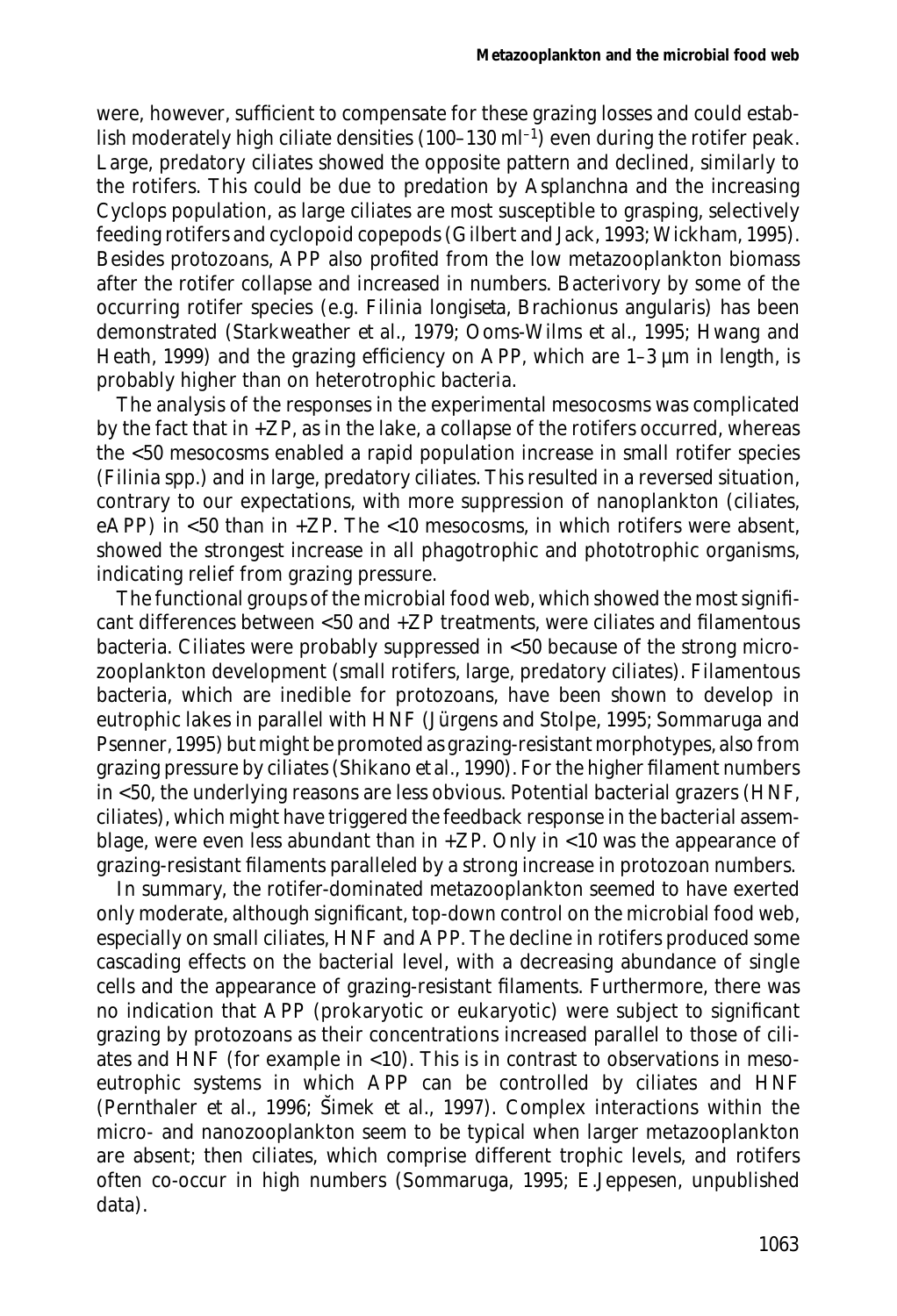were, however, sufficient to compensate for these grazing losses and could establish moderately high ciliate densities (100–130 $ml^{-1}$) even during the rotifer peak. Large, predatory ciliates showed the opposite pattern and declined, similarly to the rotifers. This could be due to predation by *Asplanchna* and the increasing *Cyclops* population, as large ciliates are most susceptible to grasping, selectively feeding rotifers and cyclopoid copepods (Gilbert and Jack, 1993; Wickham, 1995). Besides protozoans, APP also profited from the low metazooplankton biomass after the rotifer collapse and increased in numbers. Bacterivory by some of the occurring rotifer species (e.g. *Filinia longiseta*, *Brachionus angularis*) has been demonstrated (Starkweather *et al.*, 1979; Ooms-Wilms *et al.*, 1995; Hwang and Heath, 1999) and the grazing efficiency on APP, which are 1–3 µm in length, is probably higher than on heterotrophic bacteria.

The analysis of the responses in the experimental mesocosms was complicated by the fact that in +ZP, as in the lake, a collapse of the rotifers occurred, whereas the <50 mesocosms enabled a rapid population increase in small rotifer species (*Filinia* spp.) and in large, predatory ciliates. This resulted in a reversed situation, contrary to our expectations, with more suppression of nanoplankton (ciliates, eAPP) in <50 than in +ZP. The <10 mesocosms, in which rotifers were absent, showed the strongest increase in all phagotrophic and phototrophic organisms, indicating relief from grazing pressure.

The functional groups of the microbial food web, which showed the most significant differences between <50 and +ZP treatments, were ciliates and filamentous bacteria. Ciliates were probably suppressed in <50 because of the strong microzooplankton development (small rotifers, large, predatory ciliates). Filamentous bacteria, which are inedible for protozoans, have been shown to develop in eutrophic lakes in parallel with HNF (Jürgens and Stolpe, 1995; Sommaruga and Psenner, 1995) but might be promoted as grazing-resistant morphotypes, also from grazing pressure by ciliates (Shikano *et al.*, 1990). For the higher filament numbers in <50, the underlying reasons are less obvious. Potential bacterial grazers (HNF, ciliates), which might have triggered the feedback response in the bacterial assemblage, were even less abundant than in +ZP. Only in <10 was the appearance of grazing-resistant filaments paralleled by a strong increase in protozoan numbers.

In summary, the rotifer-dominated metazooplankton seemed to have exerted only moderate, although significant, top-down control on the microbial food web, especially on small ciliates, HNF and APP. The decline in rotifers produced some cascading effects on the bacterial level, with a decreasing abundance of single cells and the appearance of grazing-resistant filaments. Furthermore, there was no indication that APP (prokaryotic or eukaryotic) were subject to significant grazing by protozoans as their concentrations increased parallel to those of ciliates and HNF (for example in <10). This is in contrast to observations in meso-eutrophic systems in which APP can be controlled by ciliates and HNF (Pernthaler *et al.*, 1996; Šimek *et al.*, 1997). Complex interactions within the micro- and nanozooplankton seem to be typical when larger metazooplankton are absent; then ciliates, which comprise different trophic levels, and rotifers often co-occur in high numbers (Sommaruga, 1995; E.Jeppesen, unpublished data).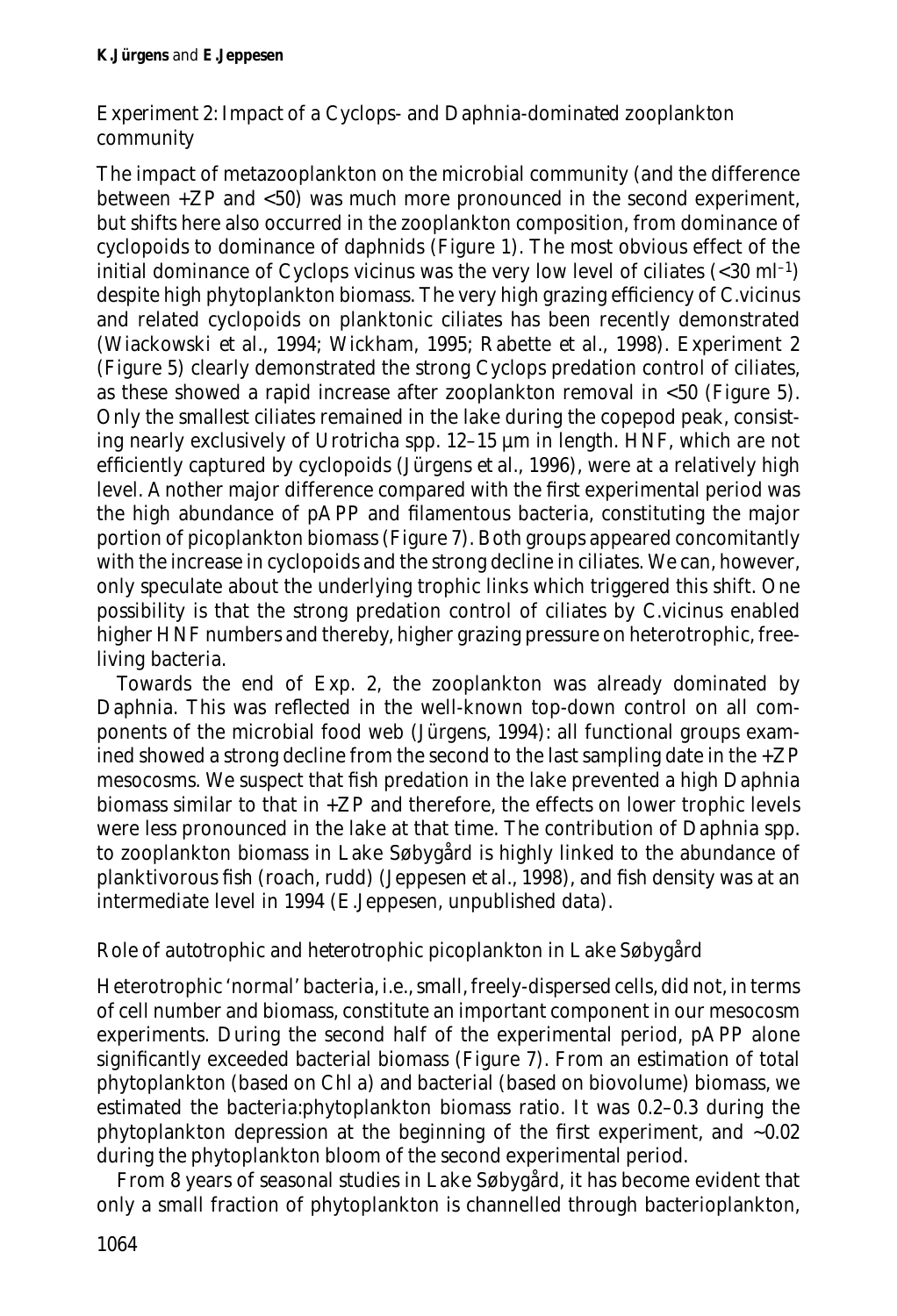### *Experiment 2: Impact of a Cyclops- and Daphnia-dominated zooplankton community*

The impact of metazooplankton on the microbial community (and the difference between +ZP and <50) was much more pronounced in the second experiment, but shifts here also occurred in the zooplankton composition, from dominance of cyclopoids to dominance of daphnids (Figure 1). The most obvious effect of the initial dominance of *Cyclops vicinus* was the very low level of ciliates (<30 $ml^{-1}$) despite high phytoplankton biomass. The very high grazing efficiency of *C.vicinus* and related cyclopoids on planktonic ciliates has been recently demonstrated (Wiackowski *et al.*, 1994; Wickham, 1995; Rabette *et al.*, 1998). Experiment 2 (Figure 5) clearly demonstrated the strong *Cyclops* predation control of ciliates, as these showed a rapid increase after zooplankton removal in <50 (Figure 5). Only the smallest ciliates remained in the lake during the copepod peak, consisting nearly exclusively of *Urotricha* spp. 12–15 µm in length. HNF, which are not efficiently captured by cyclopoids (Jürgens *et al.*, 1996), were at a relatively high level. Another major difference compared with the first experimental period was the high abundance of pAPP and filamentous bacteria, constituting the major portion of picoplankton biomass (Figure 7). Both groups appeared concomitantly with the increase in cyclopoids and the strong decline in ciliates. We can, however, only speculate about the underlying trophic links which triggered this shift. One possibility is that the strong predation control of ciliates by *C.vicinus* enabled higher HNF numbers and thereby, higher grazing pressure on heterotrophic, free-living bacteria.

Towards the end of Exp. 2, the zooplankton was already dominated by *Daphnia*. This was reflected in the well-known top-down control on all components of the microbial food web (Jürgens, 1994): all functional groups examined showed a strong decline from the second to the last sampling date in the +ZP mesocosms. We suspect that fish predation in the lake prevented a high *Daphnia* biomass similar to that in +ZP and therefore, the effects on lower trophic levels were less pronounced in the lake at that time. The contribution of *Daphnia* spp. to zooplankton biomass in Lake Søbygård is highly linked to the abundance of planktivorous fish (roach, rudd) (Jeppesen *et al.*, 1998), and fish density was at an intermediate level in 1994 (E.Jeppesen, unpublished data).

### *Role of autotrophic and heterotrophic picoplankton in Lake Søbygård*

Heterotrophic 'normal' bacteria, i.e., small, freely-dispersed cells, did not, in terms of cell number and biomass, constitute an important component in our mesocosm experiments. During the second half of the experimental period, pAPP alone significantly exceeded bacterial biomass (Figure 7). From an estimation of total phytoplankton (based on Chl *a*) and bacterial (based on biovolume) biomass, we estimated the bacteria:phytoplankton biomass ratio. It was 0.2–0.3 during the phytoplankton depression at the beginning of the first experiment, and ~0.02 during the phytoplankton bloom of the second experimental period.

From 8 years of seasonal studies in Lake Søbygård, it has become evident that only a small fraction of phytoplankton is channelled through bacterioplankton,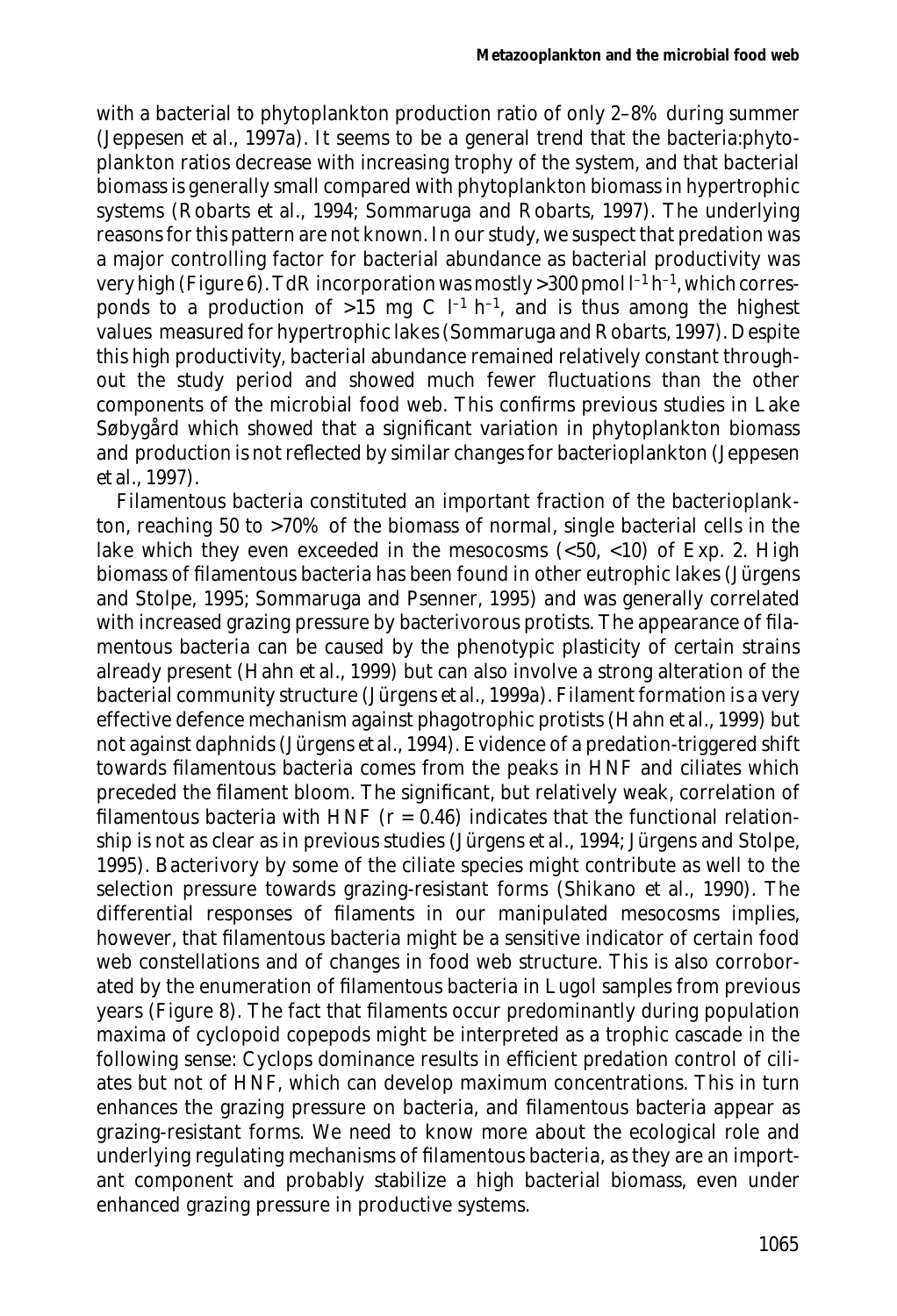with a bacterial to phytoplankton production ratio of only 2–8% during summer (Jeppesen *et al*., 1997a). It seems to be a general trend that the bacteria:phytoplankton ratios decrease with increasing trophy of the system, and that bacterial biomass is generally small compared with phytoplankton biomass in hypertrophic systems (Robarts *et al*., 1994; Sommaruga and Robarts, 1997). The underlying reasons for this pattern are not known. In our study, we suspect that predation was a major controlling factor for bacterial abundance as bacterial productivity was very high (Figure 6). TdR incorporation was mostly >300 pmol $l^{-1}$ $h^{-1}$, which corresponds to a production of >15 mg C $l^{-1}$ $h^{-1}$, and is thus among the highest values measured for hypertrophic lakes (Sommaruga and Robarts, 1997). Despite this high productivity, bacterial abundance remained relatively constant throughout the study period and showed much fewer fluctuations than the other components of the microbial food web. This confirms previous studies in Lake Søbygård which showed that a significant variation in phytoplankton biomass and production is not reflected by similar changes for bacterioplankton (Jeppesen *et al*., 1997).

Filamentous bacteria constituted an important fraction of the bacterioplankton, reaching 50 to >70% of the biomass of normal, single bacterial cells in the lake which they even exceeded in the mesocosms (<50, <10) of Exp. 2. High biomass of filamentous bacteria has been found in other eutrophic lakes (Jürgens and Stolpe, 1995; Sommaruga and Psenner, 1995) and was generally correlated with increased grazing pressure by bacterivorous protists. The appearance of filamentous bacteria can be caused by the phenotypic plasticity of certain strains already present (Hahn *et al*., 1999) but can also involve a strong alteration of the bacterial community structure (Jürgens *et al*., 1999a). Filament formation is a very effective defence mechanism against phagotrophic protists (Hahn *et al*., 1999) but not against daphnids (Jürgens *et al*., 1994). Evidence of a predation-triggered shift towards filamentous bacteria comes from the peaks in HNF and ciliates which preceded the filament bloom. The significant, but relatively weak, correlation of filamentous bacteria with HNF ($r = 0.46$) indicates that the functional relationship is not as clear as in previous studies (Jürgens *et al*., 1994; Jürgens and Stolpe, 1995). Bacterivory by some of the ciliate species might contribute as well to the selection pressure towards grazing-resistant forms (Shikano *et al*., 1990). The differential responses of filaments in our manipulated mesocosms implies, however, that filamentous bacteria might be a sensitive indicator of certain food web constellations and of changes in food web structure. This is also corroborated by the enumeration of filamentous bacteria in Lugol samples from previous years (Figure 8). The fact that filaments occur predominantly during population maxima of cyclopoid copepods might be interpreted as a trophic cascade in the following sense: *Cyclops* dominance results in efficient predation control of ciliates but not of HNF, which can develop maximum concentrations. This in turn enhances the grazing pressure on bacteria, and filamentous bacteria appear as grazing-resistant forms. We need to know more about the ecological role and underlying regulating mechanisms of filamentous bacteria, as they are an important component and probably stabilize a high bacterial biomass, even under enhanced grazing pressure in productive systems.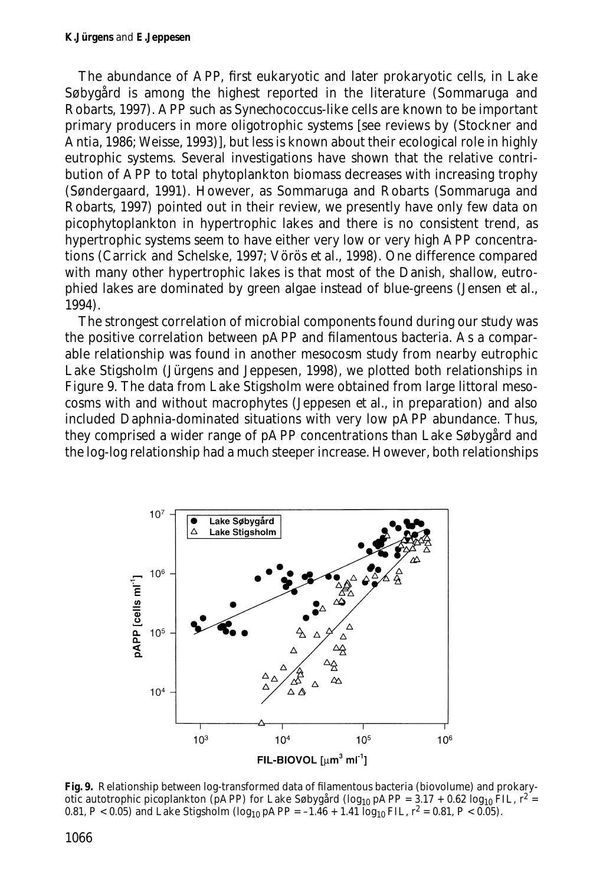The abundance of APP, first eukaryotic and later prokaryotic cells, in Lake Søbygård is among the highest reported in the literature (Sommaruga and Robarts, 1997). APP such as Synechococcus-like cells are known to be important primary producers in more oligotrophic systems [see reviews by (Stockner and Antia, 1986; Weisse, 1993)], but less is known about their ecological role in highly eutrophic systems. Several investigations have shown that the relative contribution of APP to total phytoplankton biomass decreases with increasing trophy (Søndergaard, 1991). However, as Sommaruga and Robarts (Sommaruga and Robarts, 1997) pointed out in their review, we presently have only few data on picophytoplankton in hypertrophic lakes and there is no consistent trend, as hypertrophic systems seem to have either very low or very high APP concentrations (Carrick and Schelske, 1997; Vörös *et al*., 1998). One difference compared with many other hypertrophic lakes is that most of the Danish, shallow, eutrophied lakes are dominated by green algae instead of blue-greens (Jensen *et al*., 1994).

The strongest correlation of microbial components found during our study was the positive correlation between pAPP and filamentous bacteria. As a comparable relationship was found in another mesocosm study from nearby eutrophic Lake Stigsholm (Jürgens and Jeppesen, 1998), we plotted both relationships in Figure 9. The data from Lake Stigsholm were obtained from large littoral mesocosms with and without macrophytes (Jeppesen *et al*., in preparation) and also included *Daphnia*-dominated situations with very low pAPP abundance. Thus, they comprised a wider range of pAPP concentrations than Lake Søbygård and the log-log relationship had a much steeper increase. However, both relationships

**Fig. 9.** Relationship between log-transformed data of filamentous bacteria (biovolume) and prokaryotic autotrophic picoplankton (pAPP) for Lake Søbygård ($\log_{10}$ pAPP = 3.17 + 0.62 $\log_{10}$ FIL, $r^2$ = 0.81, $P < 0.05$) and Lake Stigsholm ($\log_{10}$ pAPP = –1.46 + 1.41 $\log_{10}$ FIL, $r^2$ = 0.81, $P < 0.05$).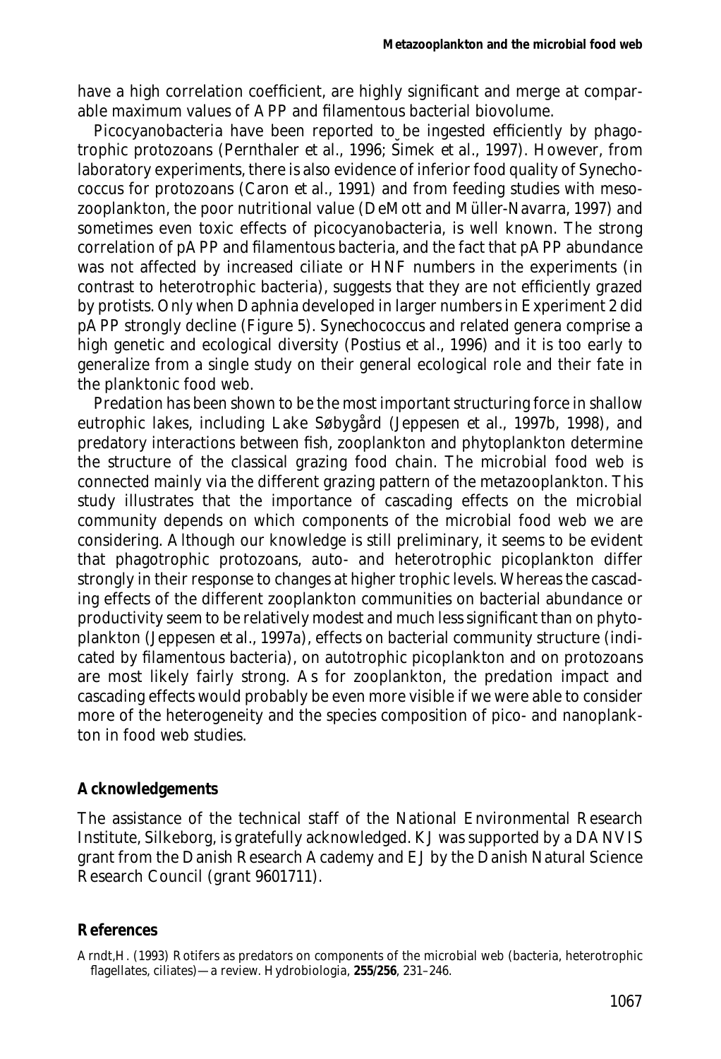have a high correlation coefficient, are highly significant and merge at comparable maximum values of APP and filamentous bacterial biovolume.

Picocyanobacteria have been reported to be ingested efficiently by phagotrophic protozoans (Pernthaler et al., 1996; Šimek et al., 1997). However, from laboratory experiments, there is also evidence of inferior food quality of *Synechococcus* for protozoans (Caron et al., 1991) and from feeding studies with mesozooplankton, the poor nutritional value (DeMott and Müller-Navarra, 1997) and sometimes even toxic effects of picocyanobacteria, is well known. The strong correlation of pAPP and filamentous bacteria, and the fact that pAPP abundance was not affected by increased ciliate or HNF numbers in the experiments (in contrast to heterotrophic bacteria), suggests that they are not efficiently grazed by protists. Only when *Daphnia* developed in larger numbers in Experiment 2 did pAPP strongly decline (Figure 5). *Synechococcus* and related genera comprise a high genetic and ecological diversity (Postius et al., 1996) and it is too early to generalize from a single study on their general ecological role and their fate in the planktonic food web.

Predation has been shown to be the most important structuring force in shallow eutrophic lakes, including Lake Søbygård (Jeppesen et al., 1997b, 1998), and predatory interactions between fish, zooplankton and phytoplankton determine the structure of the classical grazing food chain. The microbial food web is connected mainly via the different grazing pattern of the metazooplankton. This study illustrates that the importance of cascading effects on the microbial community depends on which components of the microbial food web we are considering. Although our knowledge is still preliminary, it seems to be evident that phagotrophic protozoans, auto- and heterotrophic picoplankton differ strongly in their response to changes at higher trophic levels. Whereas the cascading effects of the different zooplankton communities on bacterial abundance or productivity seem to be relatively modest and much less significant than on phytoplankton (Jeppesen et al., 1997a), effects on bacterial community structure (indicated by filamentous bacteria), on autotrophic picoplankton and on protozoans are most likely fairly strong. As for zooplankton, the predation impact and cascading effects would probably be even more visible if we were able to consider more of the heterogeneity and the species composition of pico- and nanoplankton in food web studies.

## Acknowledgements

The assistance of the technical staff of the National Environmental Research Institute, Silkeborg, is gratefully acknowledged. KJ was supported by a DANVIS grant from the Danish Research Academy and EJ by the Danish Natural Science Research Council (grant 9601711).

## References

Arndt,H. (1993) Rotifers as predators on components of the microbial web (bacteria, heterotrophic flagellates, ciliates)—a review. *Hydrobiologia*, **255/256**, 231–246.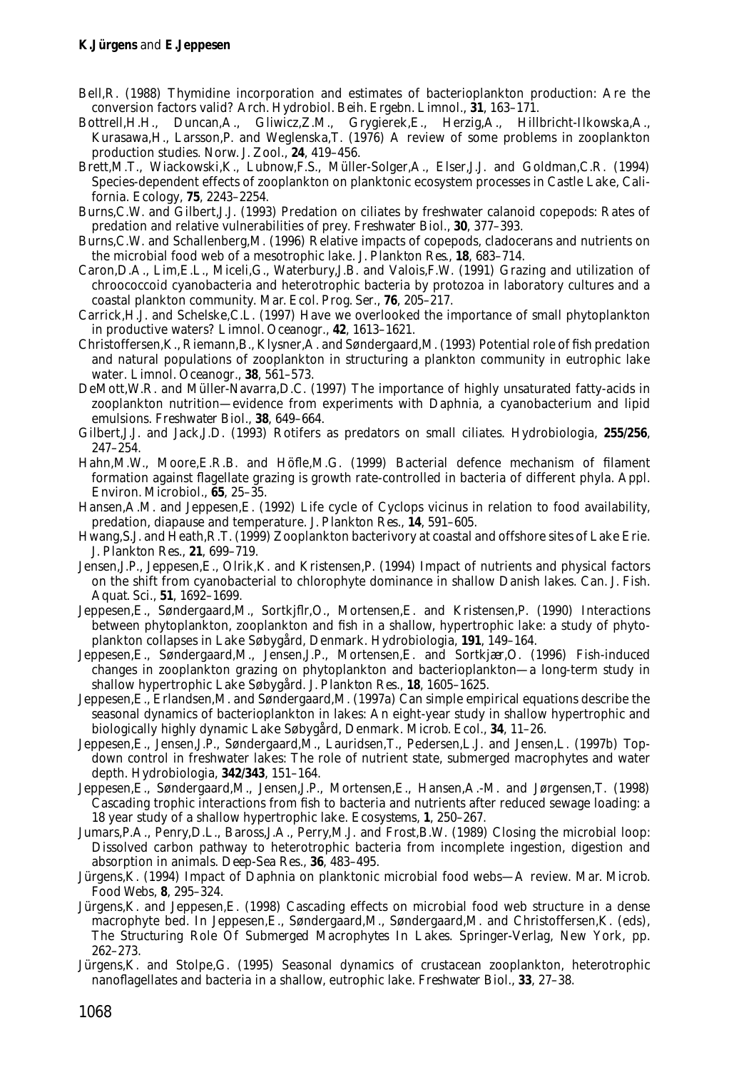Bell,R. (1988) Thymidine incorporation and estimates of bacterioplankton production: Are the conversion factors valid? *Arch. Hydrobiol. Beih. Ergebn. Limnol.*, **31**, 163–171.

Bottrell,H.H., Duncan,A., Gliwicz,Z.M., Grygierek,E., Herzig,A., Hillbricht-Ilkowska,A., Kurasawa,H., Larsson,P. and Weglenska,T. (1976) A review of some problems in zooplankton production studies. *Norw. J. Zool.*, **24**, 419–456.

Brett,M.T., Wiackowski,K., Lubnow,F.S., Müller-Solger,A., Elser,J.J. and Goldman,C.R. (1994) Species-dependent effects of zooplankton on planktonic ecosystem processes in Castle Lake, California. *Ecology*, **75**, 2243–2254.

Burns,C.W. and Gilbert,J.J. (1993) Predation on ciliates by freshwater calanoid copepods: Rates of predation and relative vulnerabilities of prey. *Freshwater Biol.*, **30**, 377–393.

Burns,C.W. and Schallenberg,M. (1996) Relative impacts of copepods, cladocerans and nutrients on the microbial food web of a mesotrophic lake. *J. Plankton Res.*, **18**, 683–714.

Caron,D.A., Lim,E.L., Miceli,G., Waterbury,J.B. and Valois,F.W. (1991) Grazing and utilization of chroococcoid cyanobacteria and heterotrophic bacteria by protozoa in laboratory cultures and a coastal plankton community. *Mar. Ecol. Prog. Ser.*, **76**, 205–217.

Carrick,H.J. and Schelske,C.L. (1997) Have we overlooked the importance of small phytoplankton in productive waters? *Limnol. Oceanogr.*, **42**, 1613–1621.

Christoffersen,K., Riemann,B., Klysner,A. and Søndergaard,M. (1993) Potential role of fish predation and natural populations of zooplankton in structuring a plankton community in eutrophic lake water. *Limnol. Oceanogr.*, **38**, 561–573.

DeMott,W.R. and Müller-Navarra,D.C. (1997) The importance of highly unsaturated fatty-acids in zooplankton nutrition—evidence from experiments with Daphnia, a cyanobacterium and lipid emulsions. *Freshwater Biol.*, **38**, 649–664.

Gilbert,J.J. and Jack,J.D. (1993) Rotifers as predators on small ciliates. *Hydrobiologia*, **255/256**, 247–254.

Hahn,M.W., Moore,E.R.B. and Höfle,M.G. (1999) Bacterial defence mechanism of filament formation against flagellate grazing is growth rate-controlled in bacteria of different phyla. *Appl. Environ. Microbiol.*, **65**, 25–35.

Hansen,A.M. and Jeppesen,E. (1992) Life cycle of Cyclops vicinus in relation to food availability, predation, diapause and temperature. *J. Plankton Res.*, **14**, 591–605.

Hwang,S.J. and Heath,R.T. (1999) Zooplankton bacterivory at coastal and offshore sites of Lake Erie. *J. Plankton Res.*, **21**, 699–719.

Jensen,J.P., Jeppesen,E., Olrik,K. and Kristensen,P. (1994) Impact of nutrients and physical factors on the shift from cyanobacterial to chlorophyte dominance in shallow Danish lakes. *Can. J. Fish. Aquat. Sci.*, **51**, 1692–1699.

Jeppesen,E., Søndergaard,M., Sortkjflr,O., Mortensen,E. and Kristensen,P. (1990) Interactions between phytoplankton, zooplankton and fish in a shallow, hypertrophic lake: a study of phytoplankton collapses in Lake Søbygård, Denmark. *Hydrobiologia*, **191**, 149–164.

Jeppesen,E., Søndergaard,M., Jensen,J.P., Mortensen,E. and Sortkjær,O. (1996) Fish-induced changes in zooplankton grazing on phytoplankton and bacterioplankton—a long-term study in shallow hypertrophic Lake Søbygård. *J. Plankton Res.*, **18**, 1605–1625.

Jeppesen,E., Erlandsen,M. and Søndergaard,M. (1997a) Can simple empirical equations describe the seasonal dynamics of bacterioplankton in lakes: An eight-year study in shallow hypertrophic and biologically highly dynamic Lake Søbygård, Denmark. *Microb. Ecol.*, **34**, 11–26.

Jeppesen,E., Jensen,J.P., Søndergaard,M., Lauridsen,T., Pedersen,L.J. and Jensen,L. (1997b) Top-down control in freshwater lakes: The role of nutrient state, submerged macrophytes and water depth. *Hydrobiologia*, **342/343**, 151–164.

Jeppesen,E., Søndergaard,M., Jensen,J.P., Mortensen,E., Hansen,A.-M. and Jørgensen,T. (1998) Cascading trophic interactions from fish to bacteria and nutrients after reduced sewage loading: a 18 year study of a shallow hypertrophic lake. *Ecosystems*, **1**, 250–267.

Jumars,P.A., Penry,D.L., Baross,J.A., Perry,M.J. and Frost,B.W. (1989) Closing the microbial loop: Dissolved carbon pathway to heterotrophic bacteria from incomplete ingestion, digestion and absorption in animals. *Deep-Sea Res.*, **36**, 483–495.

Jürgens,K. (1994) Impact of Daphnia on planktonic microbial food webs—A review. *Mar. Microb. Food Webs*, **8**, 295–324.

Jürgens,K. and Jeppesen,E. (1998) Cascading effects on microbial food web structure in a dense macrophyte bed. In Jeppesen,E., Søndergaard,M., Søndergaard,M. and Christoffersen,K. (eds), *The Structuring Role Of Submerged Macrophytes In Lakes*. Springer-Verlag, New York, pp. 262–273.

Jürgens,K. and Stolpe,G. (1995) Seasonal dynamics of crustacean zooplankton, heterotrophic nanoflagellates and bacteria in a shallow, eutrophic lake. *Freshwater Biol.*, **33**, 27–38.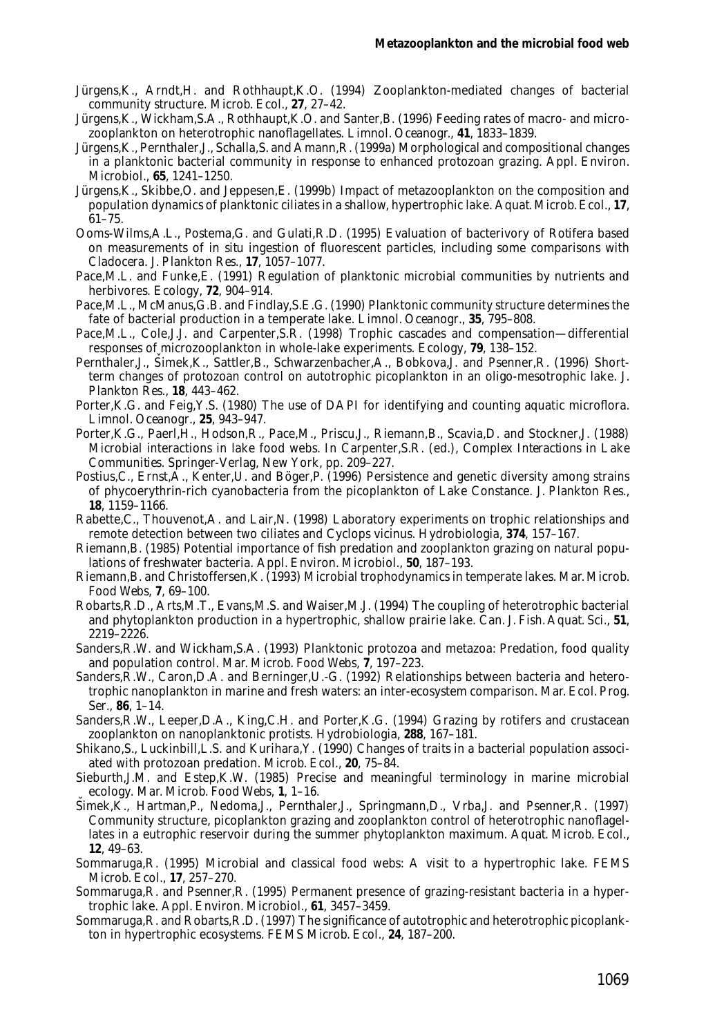Jürgens,K., Arndt,H. and Rothhaupt,K.O. (1994) Zooplankton-mediated changes of bacterial community structure. *Microb. Ecol.*, **27**, 27–42.

Jürgens,K., Wickham,S.A., Rothhaupt,K.O. and Santer,B. (1996) Feeding rates of macro- and microzooplankton on heterotrophic nanoflagellates. *Limnol. Oceanogr.*, **41**, 1833–1839.

Jürgens,K., Pernthaler,J., Schalla,S. and Amann,R. (1999a) Morphological and compositional changes in a planktonic bacterial community in response to enhanced protozoan grazing. *Appl. Environ. Microbiol.*, **65**, 1241–1250.

Jürgens,K., Skibbe,O. and Jeppesen,E. (1999b) Impact of metazooplankton on the composition and population dynamics of planktonic ciliates in a shallow, hypertrophic lake. *Aquat. Microb. Ecol.*, **17**, 61–75.

Ooms-Wilms,A.L., Postema,G. and Gulati,R.D. (1995) Evaluation of bacterivory of Rotifera based on measurements of in situ ingestion of fluorescent particles, including some comparisons with Cladocera. *J. Plankton Res.*, **17**, 1057–1077.

Pace,M.L. and Funke,E. (1991) Regulation of planktonic microbial communities by nutrients and herbivores. *Ecology*, **72**, 904–914.

Pace,M.L., McManus,G.B. and Findlay,S.E.G. (1990) Planktonic community structure determines the fate of bacterial production in a temperate lake. *Limnol. Oceanogr.*, **35**, 795–808.

Pace,M.L., Cole,J.J. and Carpenter,S.R. (1998) Trophic cascades and compensation—differential responses of microzooplankton in whole-lake experiments. *Ecology*, **79**, 138–152.

Pernthaler,J., Šimek,K., Sattler,B., Schwarzenbacher,A., Bobkova,J. and Psenner,R. (1996) Short-term changes of protozoan control on autotrophic picoplankton in an oligo-mesotrophic lake. *J. Plankton Res.*, **18**, 443–462.

Porter,K.G. and Feig,Y.S. (1980) The use of DAPI for identifying and counting aquatic microflora. *Limnol. Oceanogr.*, **25**, 943–947.

Porter,K.G., Paerl,H., Hodson,R., Pace,M., Priscu,J., Riemann,B., Scavia,D. and Stockner,J. (1988) Microbial interactions in lake food webs. In Carpenter,S.R. (ed.), *Complex Interactions in Lake Communities*. Springer-Verlag, New York, pp. 209–227.

Postius,C., Ernst,A., Kenter,U. and Böger,P. (1996) Persistence and genetic diversity among strains of phycoerythrin-rich cyanobacteria from the picoplankton of Lake Constance. *J. Plankton Res.*, **18**, 1159–1166.

Rabette,C., Thouvenot,A. and Lair,N. (1998) Laboratory experiments on trophic relationships and remote detection between two ciliates and *Cyclops vicinus*. *Hydrobiologia*, **374**, 157–167.

Riemann,B. (1985) Potential importance of fish predation and zooplankton grazing on natural populations of freshwater bacteria. *Appl. Environ. Microbiol.*, **50**, 187–193.

Riemann,B. and Christoffersen,K. (1993) Microbial trophodynamics in temperate lakes. *Mar. Microb. Food Webs*, **7**, 69–100.

Robarts,R.D., Arts,M.T., Evans,M.S. and Waiser,M.J. (1994) The coupling of heterotrophic bacterial and phytoplankton production in a hypertrophic, shallow prairie lake. *Can. J. Fish. Aquat. Sci.*, **51**, 2219–2226.

Sanders,R.W. and Wickham,S.A. (1993) Planktonic protozoa and metazoa: Predation, food quality and population control. *Mar. Microb. Food Webs*, **7**, 197–223.

Sanders,R.W., Caron,D.A. and Berninger,U.-G. (1992) Relationships between bacteria and heterotrophic nanoplankton in marine and fresh waters: an inter-ecosystem comparison. *Mar. Ecol. Prog. Ser.*, **86**, 1–14.

Sanders,R.W., Leeper,D.A., King,C.H. and Porter,K.G. (1994) Grazing by rotifers and crustacean zooplankton on nanoplanktonic protists. *Hydrobiologia*, **288**, 167–181.

Shikano,S., Luckinbill,L.S. and Kurihara,Y. (1990) Changes of traits in a bacterial population associated with protozoan predation. *Microb. Ecol.*, **20**, 75–84.

Sieburth,J.M. and Estep,K.W. (1985) Precise and meaningful terminology in marine microbial ecology. *Mar. Microb. Food Webs*, **1**, 1–16.

Šimek,K., Hartman,P., Nedoma,J., Pernthaler,J., Springmann,D., Vrba,J. and Psenner,R. (1997) Community structure, picoplankton grazing and zooplankton control of heterotrophic nanoflagellates in a eutrophic reservoir during the summer phytoplankton maximum. *Aquat. Microb. Ecol.*, **12**, 49–63.

Sommaruga,R. (1995) Microbial and classical food webs: A visit to a hypertrophic lake. *FEMS Microb. Ecol.*, **17**, 257–270.

Sommaruga,R. and Psenner,R. (1995) Permanent presence of grazing-resistant bacteria in a hypertrophic lake. *Appl. Environ. Microbiol.*, **61**, 3457–3459.

Sommaruga,R. and Robarts,R.D. (1997) The significance of autotrophic and heterotrophic picoplankton in hypertrophic ecosystems. *FEMS Microb. Ecol.*, **24**, 187–200.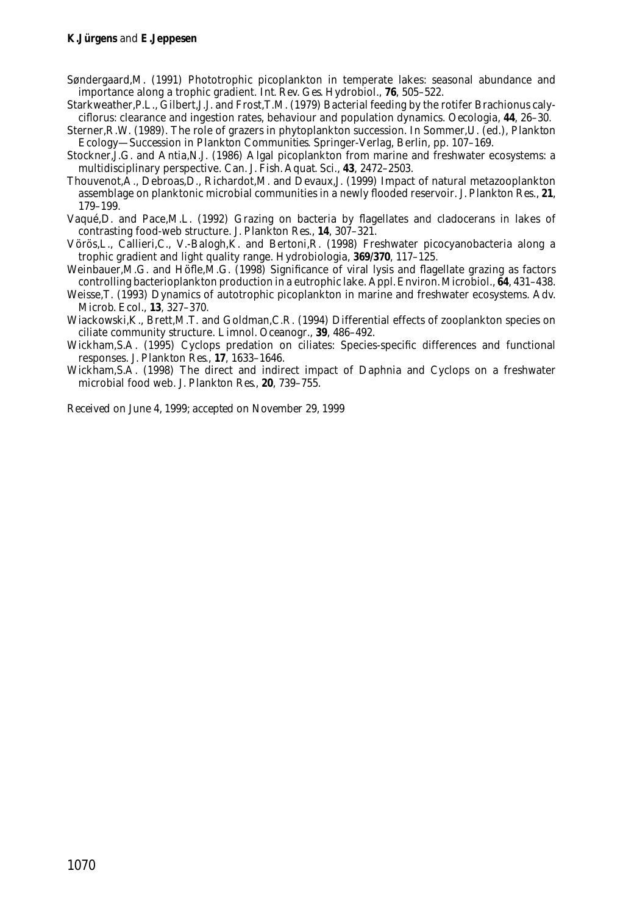Søndergaard,M. (1991) Phototrophic picoplankton in temperate lakes: seasonal abundance and importance along a trophic gradient. *Int. Rev. Ges. Hydrobiol.*, **76**, 505–522.

Starkweather,P.L., Gilbert,J.J. and Frost,T.M. (1979) Bacterial feeding by the rotifer *Brachionus calyciflorus*: clearance and ingestion rates, behaviour and population dynamics. *Oecologia*, **44**, 26–30.

Sterner,R.W. (1989). The role of grazers in phytoplankton succession. In Sommer,U. (ed.), *Plankton Ecology—Succession in Plankton Communities*. Springer-Verlag, Berlin, pp. 107–169.

Stockner,J.G. and Antia,N.J. (1986) Algal picoplankton from marine and freshwater ecosystems: a multidisciplinary perspective. *Can. J. Fish. Aquat. Sci.*, **43**, 2472–2503.

Thouvenot,A., Debroas,D., Richardot,M. and Devaux,J. (1999) Impact of natural metazooplankton assemblage on planktonic microbial communities in a newly flooded reservoir. *J. Plankton Res.*, **21**, 179–199.

Vaqué,D. and Pace,M.L. (1992) Grazing on bacteria by flagellates and cladocerans in lakes of contrasting food-web structure. *J. Plankton Res.*, **14**, 307–321.

Vörös,L., Callieri,C., V.-Balogh,K. and Bertoni,R. (1998) Freshwater picocyanobacteria along a trophic gradient and light quality range. *Hydrobiologia*, **369/370**, 117–125.

Weinbauer,M.G. and Höfle,M.G. (1998) Significance of viral lysis and flagellate grazing as factors controlling bacterioplankton production in a eutrophic lake. *Appl. Environ. Microbiol.*, **64**, 431–438.

Weisse,T. (1993) Dynamics of autotrophic picoplankton in marine and freshwater ecosystems. *Adv. Microb. Ecol.*, **13**, 327–370.

Wiackowski,K., Brett,M.T. and Goldman,C.R. (1994) Differential effects of zooplankton species on ciliate community structure. *Limnol. Oceanogr.*, **39**, 486–492.

Wickham,S.A. (1995) *Cyclops* predation on ciliates: Species-specific differences and functional responses. *J. Plankton Res.*, **17**, 1633–1646.

Wickham,S.A. (1998) The direct and indirect impact of *Daphnia* and *Cyclops* on a freshwater microbial food web. *J. Plankton Res.*, **20**, 739–755.

*Received on June 4, 1999; accepted on November 29, 1999*